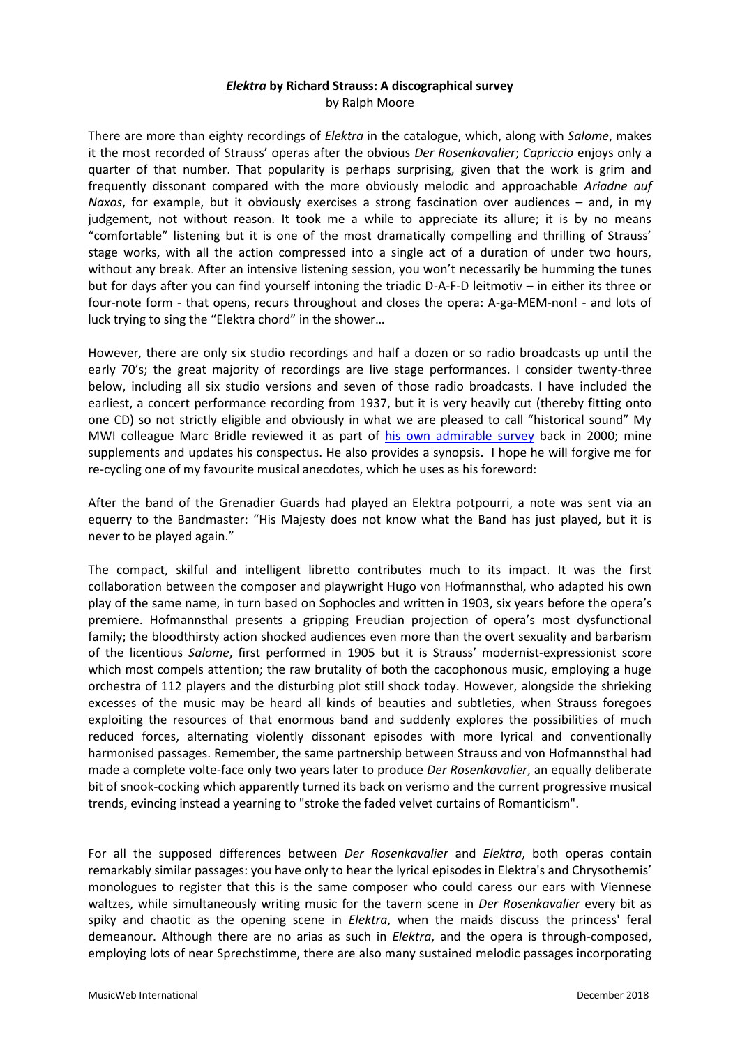# *Elektra* by Richard Strauss: A discographical survey

by Ralph Moore

There are more than eighty recordings of *Elektra* in the catalogue, which, along with *Salome*, makes it the most recorded of Strauss' operas after the obvious *Der Rosenkavalier*; *Capriccio* enjoys only a quarter of that number. That popularity is perhaps surprising, given that the work is grim and frequently dissonant compared with the more obviously melodic and approachable *Ariadne auf Naxos*, for example, but it obviously exercises a strong fascination over audiences – and, in my judgement, not without reason. It took me a while to appreciate its allure; it is by no means "comfortable" listening but it is one of the most dramatically compelling and thrilling of Strauss' stage works, with all the action compressed into a single act of a duration of under two hours, without any break. After an intensive listening session, you won't necessarily be humming the tunes but for days after you can find yourself intoning the triadic D-A-F-D leitmotiv – in either its three or four-note form - that opens, recurs throughout and closes the opera: A-ga-MEM-non! - and lots of luck trying to sing the "Elektra chord" in the shower…

However, there are only six studio recordings and half a dozen or so radio broadcasts up until the early 70's; the great majority of recordings are live stage performances. I consider twenty-three below, including all six studio versions and seven of those radio broadcasts. I have included the earliest, a concert performance recording from 1937, but it is very heavily cut (thereby fitting onto one CD) so not strictly eligible and obviously in what we are pleased to call "historical sound" My MWI colleague Marc Bridle reviewed it as part of [his own admirable survey]() back in 2000; mine supplements and updates his conspectus. He also provides a synopsis. I hope he will forgive me for re-cycling one of my favourite musical anecdotes, which he uses as his foreword:

After the band of the Grenadier Guards had played an Elektra potpourri, a note was sent via an equerry to the Bandmaster: "His Majesty does not know what the Band has just played, but it is never to be played again."

The compact, skilful and intelligent libretto contributes much to its impact. It was the first collaboration between the composer and playwright Hugo von Hofmannsthal, who adapted his own play of the same name, in turn based on Sophocles and written in 1903, six years before the opera's premiere. Hofmannsthal presents a gripping Freudian projection of opera's most dysfunctional family; the bloodthirsty action shocked audiences even more than the overt sexuality and barbarism of the licentious *Salome*, first performed in 1905 but it is Strauss' modernist-expressionist score which most compels attention; the raw brutality of both the cacophonous music, employing a huge orchestra of 112 players and the disturbing plot still shock today. However, alongside the shrieking excesses of the music may be heard all kinds of beauties and subtleties, when Strauss foregoes exploiting the resources of that enormous band and suddenly explores the possibilities of much reduced forces, alternating violently dissonant episodes with more lyrical and conventionally harmonised passages. Remember, the same partnership between Strauss and von Hofmannsthal had made a complete volte-face only two years later to produce *Der Rosenkavalier*, an equally deliberate bit of snook-cocking which apparently turned its back on verismo and the current progressive musical trends, evincing instead a yearning to "stroke the faded velvet curtains of Romanticism".

For all the supposed differences between *Der Rosenkavalier* and *Elektra*, both operas contain remarkably similar passages: you have only to hear the lyrical episodes in Elektra's and Chrysothemis' monologues to register that this is the same composer who could caress our ears with Viennese waltzes, while simultaneously writing music for the tavern scene in *Der Rosenkavalier* every bit as spiky and chaotic as the opening scene in *Elektra*, when the maids discuss the princess' feral demeanour. Although there are no arias as such in *Elektra*, and the opera is through-composed, employing lots of near Sprechstimme, there are also many sustained melodic passages incorporating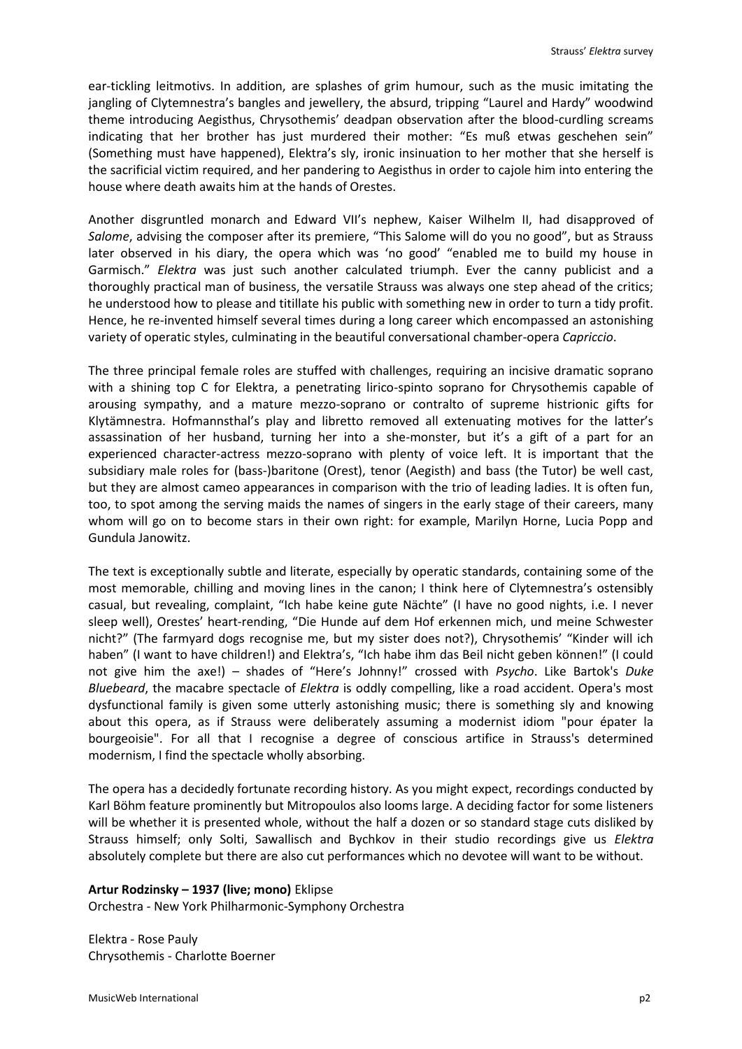ear-tickling leitmotivs. In addition, are splashes of grim humour, such as the music imitating the jangling of Clytemnestra's bangles and jewellery, the absurd, tripping "Laurel and Hardy" woodwind theme introducing Aegisthus, Chrysothemis' deadpan observation after the blood-curdling screams indicating that her brother has just murdered their mother: "Es muß etwas geschehen sein" (Something must have happened), Elektra's sly, ironic insinuation to her mother that she herself is the sacrificial victim required, and her pandering to Aegisthus in order to cajole him into entering the house where death awaits him at the hands of Orestes.

Another disgruntled monarch and Edward VII's nephew, Kaiser Wilhelm II, had disapproved of *Salome*, advising the composer after its premiere, "This Salome will do you no good", but as Strauss later observed in his diary, the opera which was 'no good' "enabled me to build my house in Garmisch." *Elektra* was just such another calculated triumph. Ever the canny publicist and a thoroughly practical man of business, the versatile Strauss was always one step ahead of the critics; he understood how to please and titillate his public with something new in order to turn a tidy profit. Hence, he re-invented himself several times during a long career which encompassed an astonishing variety of operatic styles, culminating in the beautiful conversational chamber-opera *Capriccio*.

The three principal female roles are stuffed with challenges, requiring an incisive dramatic soprano with a shining top C for Elektra, a penetrating lirico-spinto soprano for Chrysothemis capable of arousing sympathy, and a mature mezzo-soprano or contralto of supreme histrionic gifts for Klytämnestra. Hofmannsthal's play and libretto removed all extenuating motives for the latter's assassination of her husband, turning her into a she-monster, but it's a gift of a part for an experienced character-actress mezzo-soprano with plenty of voice left. It is important that the subsidiary male roles for (bass-)baritone (Orest), tenor (Aegisth) and bass (the Tutor) be well cast, but they are almost cameo appearances in comparison with the trio of leading ladies. It is often fun, too, to spot among the serving maids the names of singers in the early stage of their careers, many whom will go on to become stars in their own right: for example, Marilyn Horne, Lucia Popp and Gundula Janowitz.

The text is exceptionally subtle and literate, especially by operatic standards, containing some of the most memorable, chilling and moving lines in the canon; I think here of Clytemnestra's ostensibly casual, but revealing, complaint, "Ich habe keine gute Nächte" (I have no good nights, i.e. I never sleep well), Orestes' heart-rending, "Die Hunde auf dem Hof erkennen mich, und meine Schwester nicht?" (The farmyard dogs recognise me, but my sister does not?), Chrysothemis' "Kinder will ich haben" (I want to have children!) and Elektra's, "Ich habe ihm das Beil nicht geben können!" (I could not give him the axe!) – shades of "Here's Johnny!" crossed with *Psycho*. Like Bartok's *Duke Bluebeard*, the macabre spectacle of *Elektra* is oddly compelling, like a road accident. Opera's most dysfunctional family is given some utterly astonishing music; there is something sly and knowing about this opera, as if Strauss were deliberately assuming a modernist idiom "pour épater la bourgeoisie". For all that I recognise a degree of conscious artifice in Strauss's determined modernism, I find the spectacle wholly absorbing.

The opera has a decidedly fortunate recording history. As you might expect, recordings conducted by Karl Böhm feature prominently but Mitropoulos also looms large. A deciding factor for some listeners will be whether it is presented whole, without the half a dozen or so standard stage cuts disliked by Strauss himself; only Solti, Sawallisch and Bychkov in their studio recordings give us *Elektra* absolutely complete but there are also cut performances which no devotee will want to be without.

**Artur Rodzinsky – 1937 (live; mono)** Eklipse
Orchestra - New York Philharmonic-Symphony Orchestra

Elektra - Rose Pauly
Chrysothemis - Charlotte Boerner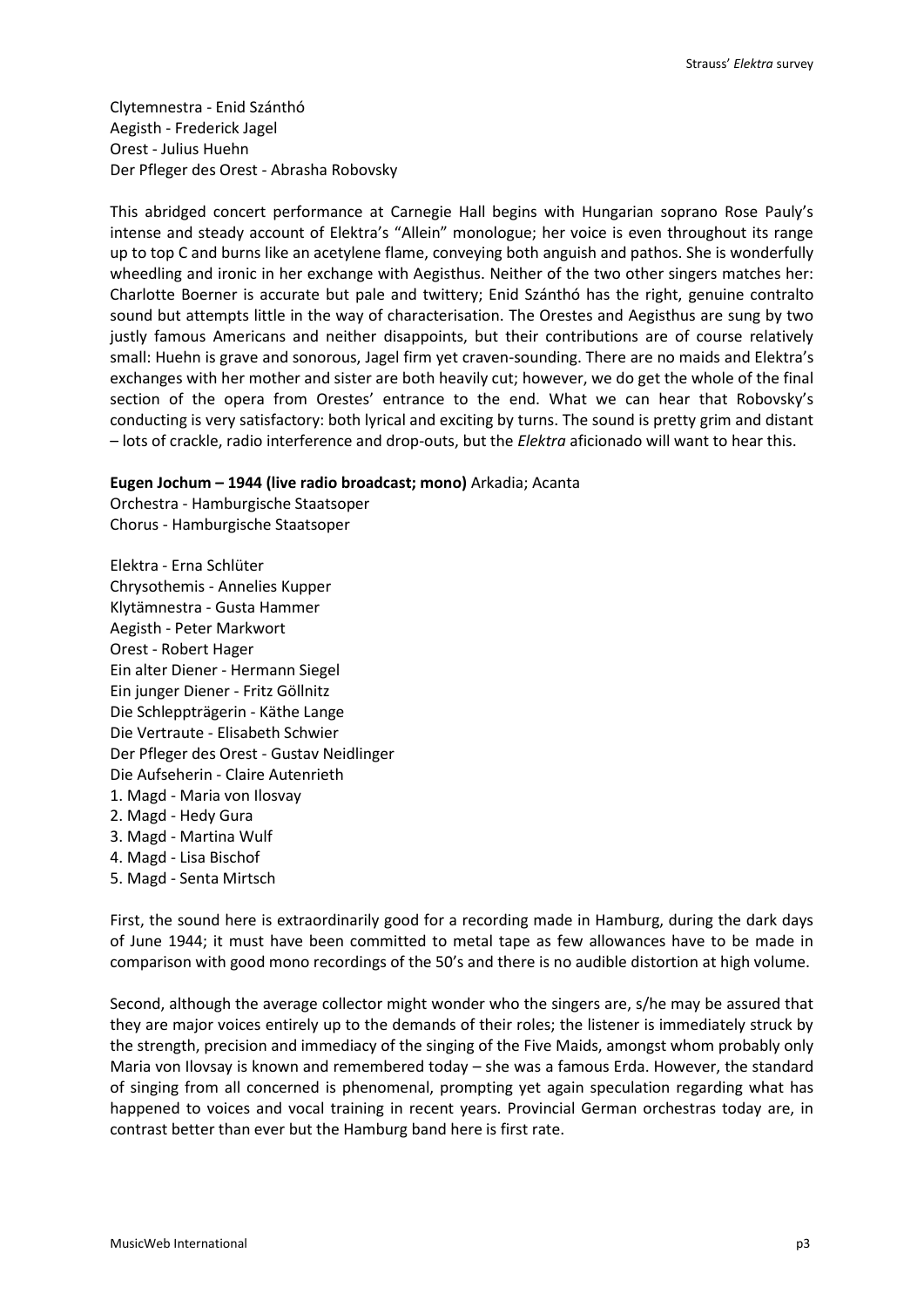Clytemnestra - Enid Szánthó
Aegisth - Frederick Jagel
Orest - Julius Huehn
Der Pfleger des Orest - Abrasha Robovsky

This abridged concert performance at Carnegie Hall begins with Hungarian soprano Rose Pauly's intense and steady account of Elektra's "Allein" monologue; her voice is even throughout its range up to top C and burns like an acetylene flame, conveying both anguish and pathos. She is wonderfully wheedling and ironic in her exchange with Aegisthus. Neither of the two other singers matches her: Charlotte Boerner is accurate but pale and twittery; Enid Szánthó has the right, genuine contralto sound but attempts little in the way of characterisation. The Orestes and Aegisthus are sung by two justly famous Americans and neither disappoints, but their contributions are of course relatively small: Huehn is grave and sonorous, Jagel firm yet craven-sounding. There are no maids and Elektra's exchanges with her mother and sister are both heavily cut; however, we do get the whole of the final section of the opera from Orestes' entrance to the end. What we can hear that Robovsky's conducting is very satisfactory: both lyrical and exciting by turns. The sound is pretty grim and distant – lots of crackle, radio interference and drop-outs, but the *Elektra* aficionado will want to hear this.

**Eugen Jochum – 1944 (live radio broadcast; mono)** Arkadia; Acanta
Orchestra - Hamburgische Staatsoper
Chorus - Hamburgische Staatsoper

Elektra - Erna Schlüter
Chrysothemis - Annelies Kupper
Klytämnestra - Gusta Hammer
Aegisth - Peter Markwort
Orest - Robert Hager
Ein alter Diener - Hermann Siegel
Ein junger Diener - Fritz Göllnitz
Die Schleppträgerin - Käthe Lange
Die Vertraute - Elisabeth Schwier
Der Pfleger des Orest - Gustav Neidlinger
Die Aufseherin - Claire Autenrieth
1. Magd - Maria von Ilosvay
2. Magd - Hedy Gura
3. Magd - Martina Wulf
4. Magd - Lisa Bischof
5. Magd - Senta Mirtsch

First, the sound here is extraordinarily good for a recording made in Hamburg, during the dark days of June 1944; it must have been committed to metal tape as few allowances have to be made in comparison with good mono recordings of the 50's and there is no audible distortion at high volume.

Second, although the average collector might wonder who the singers are, s/he may be assured that they are major voices entirely up to the demands of their roles; the listener is immediately struck by the strength, precision and immediacy of the singing of the Five Maids, amongst whom probably only Maria von Ilovsay is known and remembered today – she was a famous Erda. However, the standard of singing from all concerned is phenomenal, prompting yet again speculation regarding what has happened to voices and vocal training in recent years. Provincial German orchestras today are, in contrast better than ever but the Hamburg band here is first rate.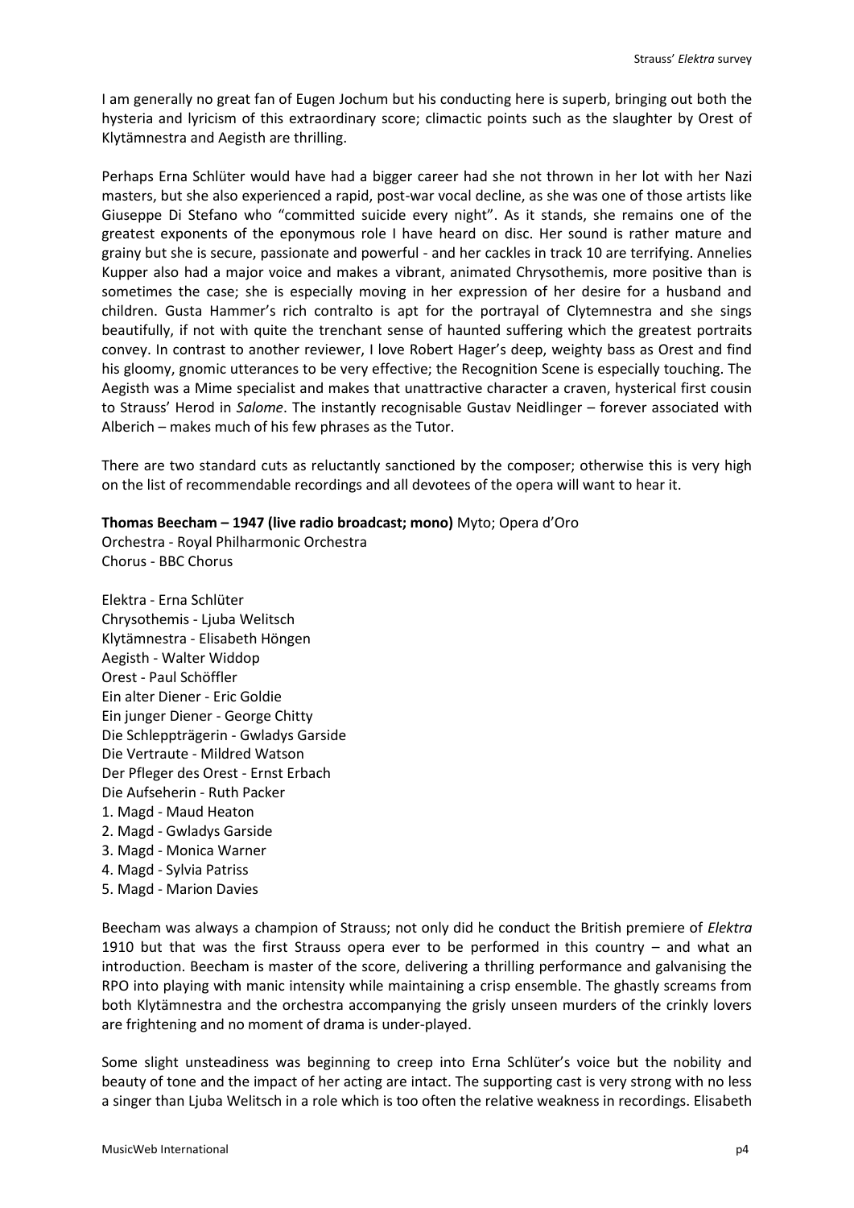I am generally no great fan of Eugen Jochum but his conducting here is superb, bringing out both the hysteria and lyricism of this extraordinary score; climactic points such as the slaughter by Orest of Klytämnestra and Aegisth are thrilling.

Perhaps Erna Schlüter would have had a bigger career had she not thrown in her lot with her Nazi masters, but she also experienced a rapid, post-war vocal decline, as she was one of those artists like Giuseppe Di Stefano who "committed suicide every night". As it stands, she remains one of the greatest exponents of the eponymous role I have heard on disc. Her sound is rather mature and grainy but she is secure, passionate and powerful - and her cackles in track 10 are terrifying. Annelies Kupper also had a major voice and makes a vibrant, animated Chrysothemis, more positive than is sometimes the case; she is especially moving in her expression of her desire for a husband and children. Gusta Hammer's rich contralto is apt for the portrayal of Clytemnestra and she sings beautifully, if not with quite the trenchant sense of haunted suffering which the greatest portraits convey. In contrast to another reviewer, I love Robert Hager's deep, weighty bass as Orest and find his gloomy, gnomic utterances to be very effective; the Recognition Scene is especially touching. The Aegisth was a Mime specialist and makes that unattractive character a craven, hysterical first cousin to Strauss' Herod in *Salome*. The instantly recognisable Gustav Neidlinger – forever associated with Alberich – makes much of his few phrases as the Tutor.

There are two standard cuts as reluctantly sanctioned by the composer; otherwise this is very high on the list of recommendable recordings and all devotees of the opera will want to hear it.

**Thomas Beecham – 1947 (live radio broadcast; mono)** Myto; Opera d'Oro
Orchestra - Royal Philharmonic Orchestra
Chorus - BBC Chorus

Elektra - Erna Schlüter
Chrysothemis - Ljuba Welitsch
Klytämnestra - Elisabeth Höngen
Aegisth - Walter Widdop
Orest - Paul Schöffler
Ein alter Diener - Eric Goldie
Ein junger Diener - George Chitty
Die Schleppträgerin - Gwladys Garside
Die Vertraute - Mildred Watson
Der Pfleger des Orest - Ernst Erbach
Die Aufseherin - Ruth Packer
1. Magd - Maud Heaton
2. Magd - Gwladys Garside
3. Magd - Monica Warner
4. Magd - Sylvia Patriss
5. Magd - Marion Davies

Beecham was always a champion of Strauss; not only did he conduct the British premiere of *Elektra* 1910 but that was the first Strauss opera ever to be performed in this country – and what an introduction. Beecham is master of the score, delivering a thrilling performance and galvanising the RPO into playing with manic intensity while maintaining a crisp ensemble. The ghastly screams from both Klytämnestra and the orchestra accompanying the grisly unseen murders of the crinkly lovers are frightening and no moment of drama is under-played.

Some slight unsteadiness was beginning to creep into Erna Schlüter's voice but the nobility and beauty of tone and the impact of her acting are intact. The supporting cast is very strong with no less a singer than Ljuba Welitsch in a role which is too often the relative weakness in recordings. Elisabeth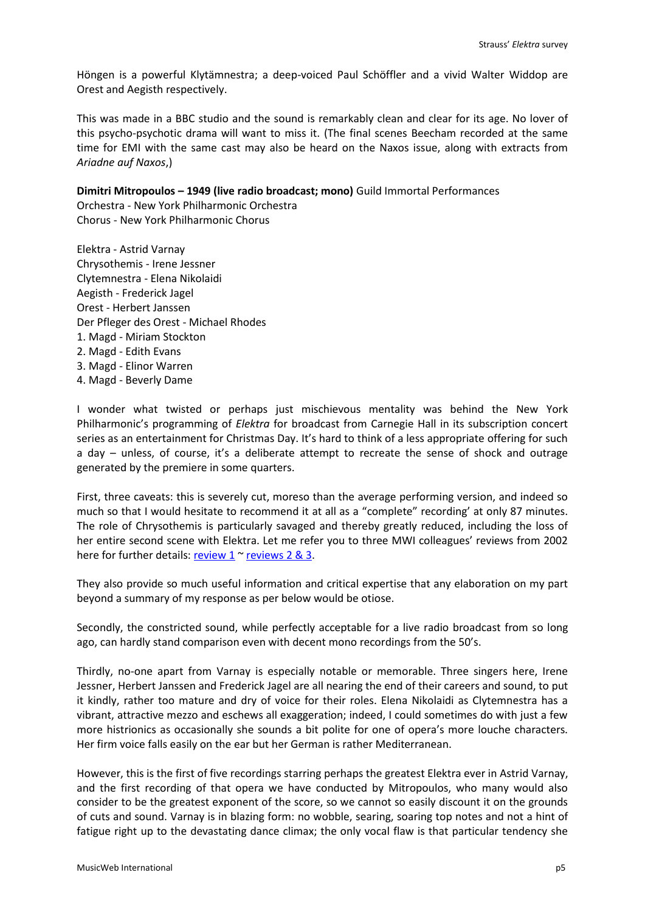Höngen is a powerful Klytämnestra; a deep-voiced Paul Schöffler and a vivid Walter Widdop are Orest and Aegisth respectively.

This was made in a BBC studio and the sound is remarkably clean and clear for its age. No lover of this psycho-psychotic drama will want to miss it. (The final scenes Beecham recorded at the same time for EMI with the same cast may also be heard on the Naxos issue, along with extracts from *Ariadne auf Naxos*,)

**Dimitri Mitropoulos – 1949 (live radio broadcast; mono)** Guild Immortal Performances
Orchestra - New York Philharmonic Orchestra
Chorus - New York Philharmonic Chorus

Elektra - Astrid Varnay
Chrysothemis - Irene Jessner
Clytemnestra - Elena Nikolaidi
Aegisth - Frederick Jagel
Orest - Herbert Janssen
Der Pfleger des Orest - Michael Rhodes
1. Magd - Miriam Stockton
2. Magd - Edith Evans
3. Magd - Elinor Warren
4. Magd - Beverly Dame

I wonder what twisted or perhaps just mischievous mentality was behind the New York Philharmonic's programming of *Elektra* for broadcast from Carnegie Hall in its subscription concert series as an entertainment for Christmas Day. It's hard to think of a less appropriate offering for such a day – unless, of course, it's a deliberate attempt to recreate the sense of shock and outrage generated by the premiere in some quarters.

First, three caveats: this is severely cut, moreso than the average performing version, and indeed so much so that I would hesitate to recommend it at all as a "complete" recording' at only 87 minutes. The role of Chrysothemis is particularly savaged and thereby greatly reduced, including the loss of her entire second scene with Elektra. Let me refer you to three MWI colleagues' reviews from 2002 here for further details: review 1 ~ reviews 2 & 3.

They also provide so much useful information and critical expertise that any elaboration on my part beyond a summary of my response as per below would be otiose.

Secondly, the constricted sound, while perfectly acceptable for a live radio broadcast from so long ago, can hardly stand comparison even with decent mono recordings from the 50's.

Thirdly, no-one apart from Varnay is especially notable or memorable. Three singers here, Irene Jessner, Herbert Janssen and Frederick Jagel are all nearing the end of their careers and sound, to put it kindly, rather too mature and dry of voice for their roles. Elena Nikolaidi as Clytemnestra has a vibrant, attractive mezzo and eschews all exaggeration; indeed, I could sometimes do with just a few more histrionics as occasionally she sounds a bit polite for one of opera's more louche characters. Her firm voice falls easily on the ear but her German is rather Mediterranean.

However, this is the first of five recordings starring perhaps the greatest Elektra ever in Astrid Varnay, and the first recording of that opera we have conducted by Mitropoulos, who many would also consider to be the greatest exponent of the score, so we cannot so easily discount it on the grounds of cuts and sound. Varnay is in blazing form: no wobble, searing, soaring top notes and not a hint of fatigue right up to the devastating dance climax; the only vocal flaw is that particular tendency she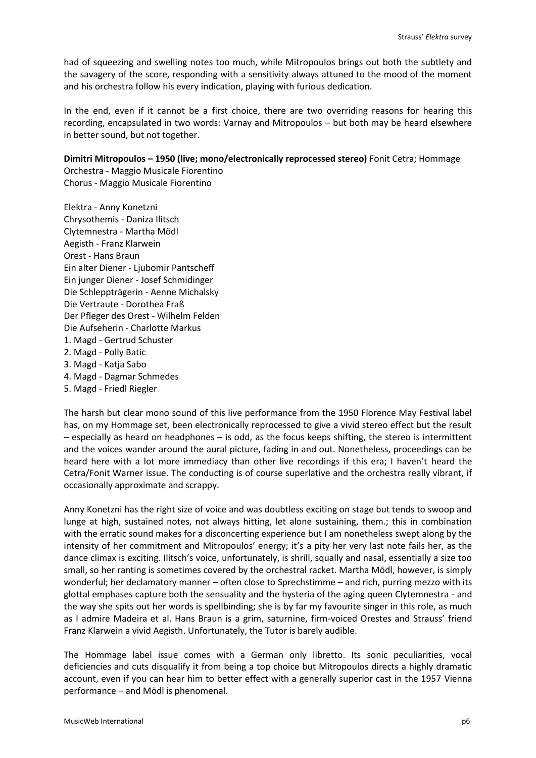had of squeezing and swelling notes too much, while Mitropoulos brings out both the subtlety and the savagery of the score, responding with a sensitivity always attuned to the mood of the moment and his orchestra follow his every indication, playing with furious dedication.

In the end, even if it cannot be a first choice, there are two overriding reasons for hearing this recording, encapsulated in two words: Varnay and Mitropoulos – but both may be heard elsewhere in better sound, but not together.

**Dimitri Mitropoulos – 1950 (live; mono/electronically reprocessed stereo)** Fonit Cetra; Hommage
Orchestra - Maggio Musicale Fiorentino
Chorus - Maggio Musicale Fiorentino

Elektra - Anny Konetzni
Chrysothemis - Daniza Ilitsch
Clytemnestra - Martha Mödl
Aegisth - Franz Klarwein
Orest - Hans Braun
Ein alter Diener - Ljubomir Pantscheff
Ein junger Diener - Josef Schmidinger
Die Schleppträgerin - Aenne Michalsky
Die Vertraute - Dorothea Fraß
Der Pfleger des Orest - Wilhelm Felden
Die Aufseherin - Charlotte Markus
1. Magd - Gertrud Schuster
2. Magd - Polly Batic
3. Magd - Katja Sabo
4. Magd - Dagmar Schmedes
5. Magd - Friedl Riegler

The harsh but clear mono sound of this live performance from the 1950 Florence May Festival label has, on my Hommage set, been electronically reprocessed to give a vivid stereo effect but the result – especially as heard on headphones – is odd, as the focus keeps shifting, the stereo is intermittent and the voices wander around the aural picture, fading in and out. Nonetheless, proceedings can be heard here with a lot more immediacy than other live recordings if this era; I haven't heard the Cetra/Fonit Warner issue. The conducting is of course superlative and the orchestra really vibrant, if occasionally approximate and scrappy.

Anny Konetzni has the right size of voice and was doubtless exciting on stage but tends to swoop and lunge at high, sustained notes, not always hitting, let alone sustaining, them.; this in combination with the erratic sound makes for a disconcerting experience but I am nonetheless swept along by the intensity of her commitment and Mitropoulos' energy; it's a pity her very last note fails her, as the dance climax is exciting. Ilitsch's voice, unfortunately, is shrill, squally and nasal, essentially a size too small, so her ranting is sometimes covered by the orchestral racket. Martha Mödl, however, is simply wonderful; her declamatory manner – often close to Sprechstimme – and rich, purring mezzo with its glottal emphases capture both the sensuality and the hysteria of the aging queen Clytemnestra - and the way she spits out her words is spellbinding; she is by far my favourite singer in this role, as much as I admire Madeira et al. Hans Braun is a grim, saturnine, firm-voiced Orestes and Strauss' friend Franz Klarwein a vivid Aegisth. Unfortunately, the Tutor is barely audible.

The Hommage label issue comes with a German only libretto. Its sonic peculiarities, vocal deficiencies and cuts disqualify it from being a top choice but Mitropoulos directs a highly dramatic account, even if you can hear him to better effect with a generally superior cast in the 1957 Vienna performance – and Mödl is phenomenal.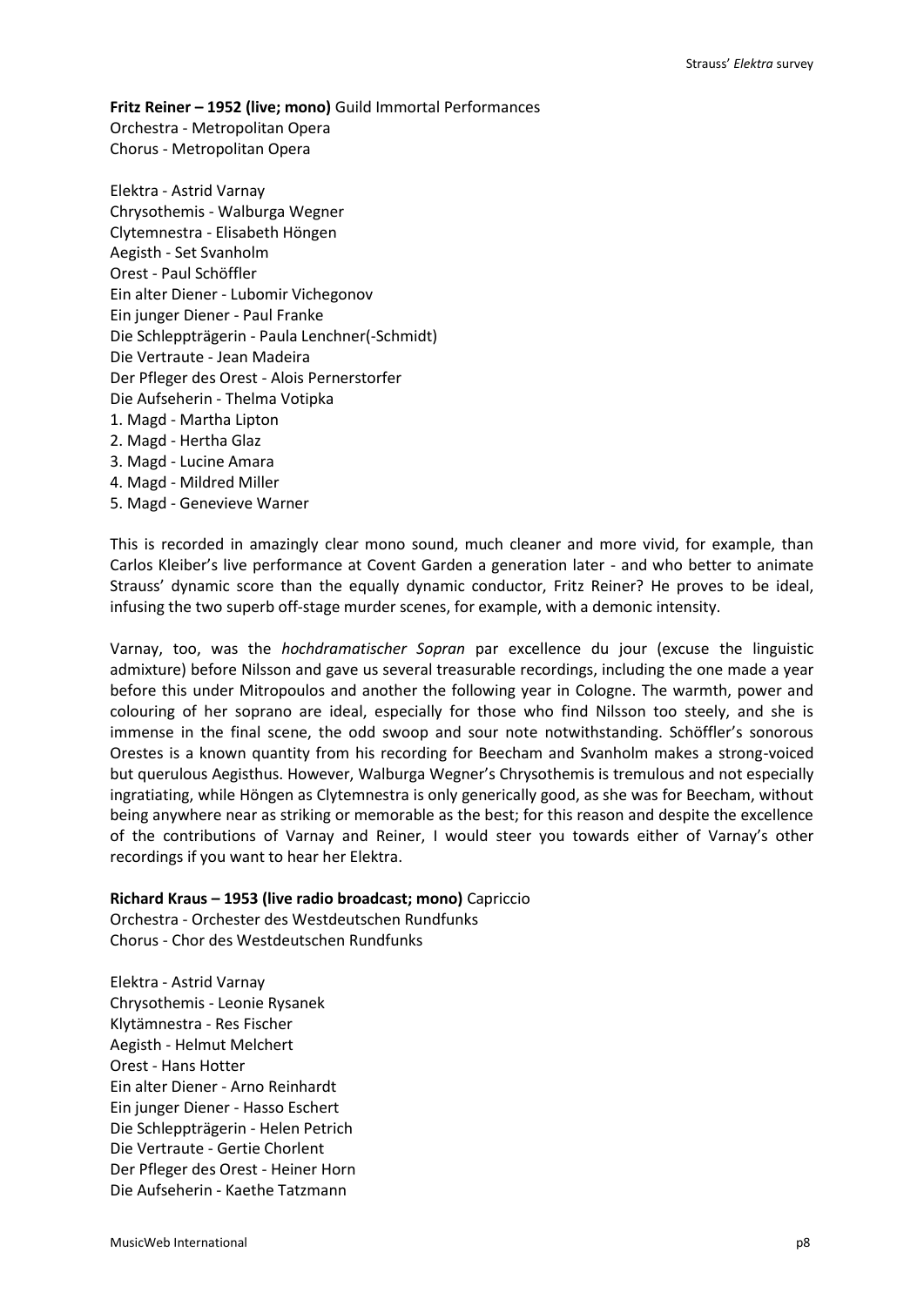**Fritz Reiner – 1952 (live; mono)** Guild Immortal Performances
Orchestra - Metropolitan Opera
Chorus - Metropolitan Opera

Elektra - Astrid Varnay
Chrysothemis - Walburga Wegner
Clytemnestra - Elisabeth Höngen
Aegisth - Set Svanholm
Orest - Paul Schöffler
Ein alter Diener - Lubomir Vichegonov
Ein junger Diener - Paul Franke
Die Schleppträgerin - Paula Lenchner(-Schmidt)
Die Vertraute - Jean Madeira
Der Pfleger des Orest - Alois Pernerstorfer
Die Aufseherin - Thelma Votipka
1. Magd - Martha Lipton
2. Magd - Hertha Glaz
3. Magd - Lucine Amara
4. Magd - Mildred Miller
5. Magd - Genevieve Warner

This is recorded in amazingly clear mono sound, much cleaner and more vivid, for example, than Carlos Kleiber's live performance at Covent Garden a generation later - and who better to animate Strauss' dynamic score than the equally dynamic conductor, Fritz Reiner? He proves to be ideal, infusing the two superb off-stage murder scenes, for example, with a demonic intensity.

Varnay, too, was the *hochdramatischer Sopran* par excellence du jour (excuse the linguistic admixture) before Nilsson and gave us several treasurable recordings, including the one made a year before this under Mitropoulos and another the following year in Cologne. The warmth, power and colouring of her soprano are ideal, especially for those who find Nilsson too steely, and she is immense in the final scene, the odd swoop and sour note notwithstanding. Schöffler's sonorous Orestes is a known quantity from his recording for Beecham and Svanholm makes a strong-voiced but querulous Aegisthus. However, Walburga Wegner's Chrysothemis is tremulous and not especially ingratiating, while Höngen as Clytemnestra is only generically good, as she was for Beecham, without being anywhere near as striking or memorable as the best; for this reason and despite the excellence of the contributions of Varnay and Reiner, I would steer you towards either of Varnay's other recordings if you want to hear her Elektra.

**Richard Kraus – 1953 (live radio broadcast; mono)** Capriccio
Orchestra - Orchester des Westdeutschen Rundfunks
Chorus - Chor des Westdeutschen Rundfunks

Elektra - Astrid Varnay
Chrysothemis - Leonie Rysanek
Klytämnestra - Res Fischer
Aegisth - Helmut Melchert
Orest - Hans Hotter
Ein alter Diener - Arno Reinhardt
Ein junger Diener - Hasso Eschert
Die Schleppträgerin - Helen Petrich
Die Vertraute - Gertie Chorlent
Der Pfleger des Orest - Heiner Horn
Die Aufseherin - Kaethe Tatzmann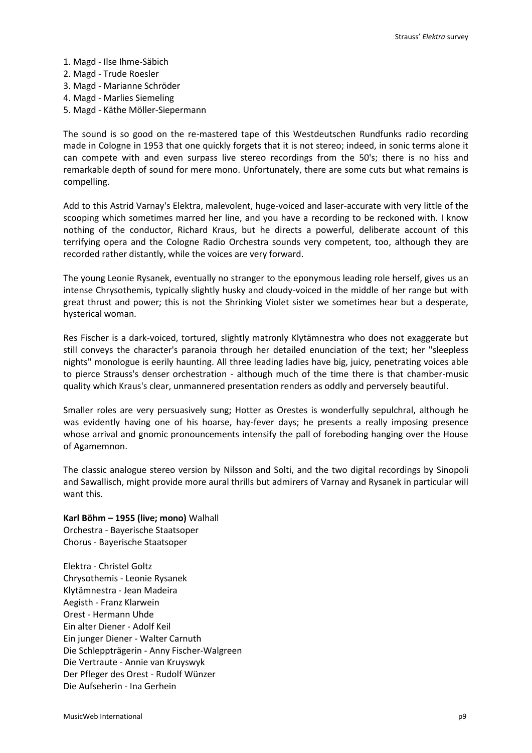1. Magd - Ilse Ihme-Säbich
2. Magd - Trude Roesler
3. Magd - Marianne Schröder
4. Magd - Marlies Siemeling
5. Magd - Käthe Möller-Siepermann

The sound is so good on the re-mastered tape of this Westdeutschen Rundfunks radio recording made in Cologne in 1953 that one quickly forgets that it is not stereo; indeed, in sonic terms alone it can compete with and even surpass live stereo recordings from the 50's; there is no hiss and remarkable depth of sound for mere mono. Unfortunately, there are some cuts but what remains is compelling.

Add to this Astrid Varnay's Elektra, malevolent, huge-voiced and laser-accurate with very little of the scooping which sometimes marred her line, and you have a recording to be reckoned with. I know nothing of the conductor, Richard Kraus, but he directs a powerful, deliberate account of this terrifying opera and the Cologne Radio Orchestra sounds very competent, too, although they are recorded rather distantly, while the voices are very forward.

The young Leonie Rysanek, eventually no stranger to the eponymous leading role herself, gives us an intense Chrysothemis, typically slightly husky and cloudy-voiced in the middle of her range but with great thrust and power; this is not the Shrinking Violet sister we sometimes hear but a desperate, hysterical woman.

Res Fischer is a dark-voiced, tortured, slightly matronly Klytämnestra who does not exaggerate but still conveys the character's paranoia through her detailed enunciation of the text; her "sleepless nights" monologue is eerily haunting. All three leading ladies have big, juicy, penetrating voices able to pierce Strauss's denser orchestration - although much of the time there is that chamber-music quality which Kraus's clear, unmannered presentation renders as oddly and perversely beautiful.

Smaller roles are very persuasively sung; Hotter as Orestes is wonderfully sepulchral, although he was evidently having one of his hoarse, hay-fever days; he presents a really imposing presence whose arrival and gnomic pronouncements intensify the pall of foreboding hanging over the House of Agamemnon.

The classic analogue stereo version by Nilsson and Solti, and the two digital recordings by Sinopoli and Sawallisch, might provide more aural thrills but admirers of Varnay and Rysanek in particular will want this.

**Karl Böhm – 1955 (live; mono)** Walhall
Orchestra - Bayerische Staatsoper
Chorus - Bayerische Staatsoper

Elektra - Christel Goltz
Chrysothemis - Leonie Rysanek
Klytämnestra - Jean Madeira
Aegisth - Franz Klarwein
Orest - Hermann Uhde
Ein alter Diener - Adolf Keil
Ein junger Diener - Walter Carnuth
Die Schleppträgerin - Anny Fischer-Walgreen
Die Vertraute - Annie van Kruyswyk
Der Pfleger des Orest - Rudolf Wünzer
Die Aufseherin - Ina Gerhein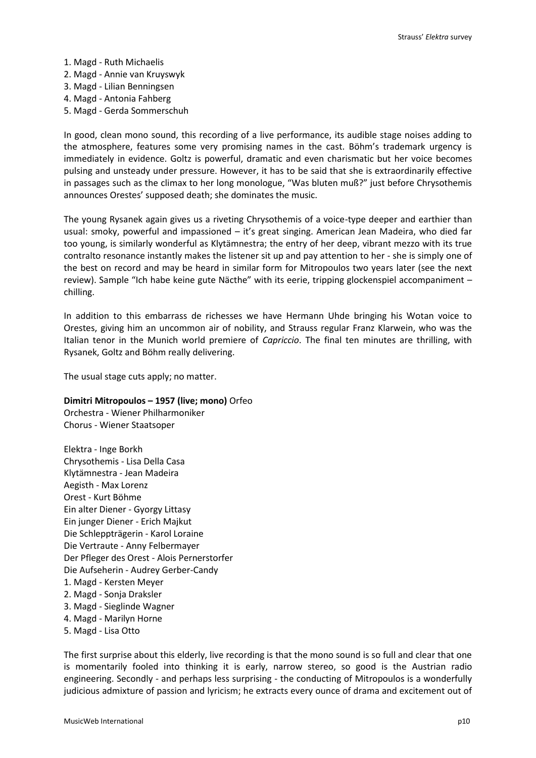1. Magd - Ruth Michaelis
2. Magd - Annie van Kruyswyk
3. Magd - Lilian Benningsen
4. Magd - Antonia Fahberg
5. Magd - Gerda Sommerschuh

In good, clean mono sound, this recording of a live performance, its audible stage noises adding to the atmosphere, features some very promising names in the cast. Böhm's trademark urgency is immediately in evidence. Goltz is powerful, dramatic and even charismatic but her voice becomes pulsing and unsteady under pressure. However, it has to be said that she is extraordinarily effective in passages such as the climax to her long monologue, "Was bluten muß?" just before Chrysothemis announces Orestes' supposed death; she dominates the music.

The young Rysanek again gives us a riveting Chrysothemis of a voice-type deeper and earthier than usual: smoky, powerful and impassioned – it's great singing. American Jean Madeira, who died far too young, is similarly wonderful as Klytämnestra; the entry of her deep, vibrant mezzo with its true contralto resonance instantly makes the listener sit up and pay attention to her - she is simply one of the best on record and may be heard in similar form for Mitropoulos two years later (see the next review). Sample "Ich habe keine gute Näcthe" with its eerie, tripping glockenspiel accompaniment – chilling.

In addition to this embarrass de richesses we have Hermann Uhde bringing his Wotan voice to Orestes, giving him an uncommon air of nobility, and Strauss regular Franz Klarwein, who was the Italian tenor in the Munich world premiere of *Capriccio*. The final ten minutes are thrilling, with Rysanek, Goltz and Böhm really delivering.

The usual stage cuts apply; no matter.

**Dimitri Mitropoulos – 1957 (live; mono)** Orfeo
Orchestra - Wiener Philharmoniker
Chorus - Wiener Staatsoper

Elektra - Inge Borkh
Chrysothemis - Lisa Della Casa
Klytämnestra - Jean Madeira
Aegisth - Max Lorenz
Orest - Kurt Böhme
Ein alter Diener - Gyorgy Littasy
Ein junger Diener - Erich Majkut
Die Schleppträgerin - Karol Loraine
Die Vertraute - Anny Felbermayer
Der Pfleger des Orest - Alois Pernerstorfer
Die Aufseherin - Audrey Gerber-Candy
1. Magd - Kersten Meyer
2. Magd - Sonja Draksler
3. Magd - Sieglinde Wagner
4. Magd - Marilyn Horne
5. Magd - Lisa Otto

The first surprise about this elderly, live recording is that the mono sound is so full and clear that one is momentarily fooled into thinking it is early, narrow stereo, so good is the Austrian radio engineering. Secondly - and perhaps less surprising - the conducting of Mitropoulos is a wonderfully judicious admixture of passion and lyricism; he extracts every ounce of drama and excitement out of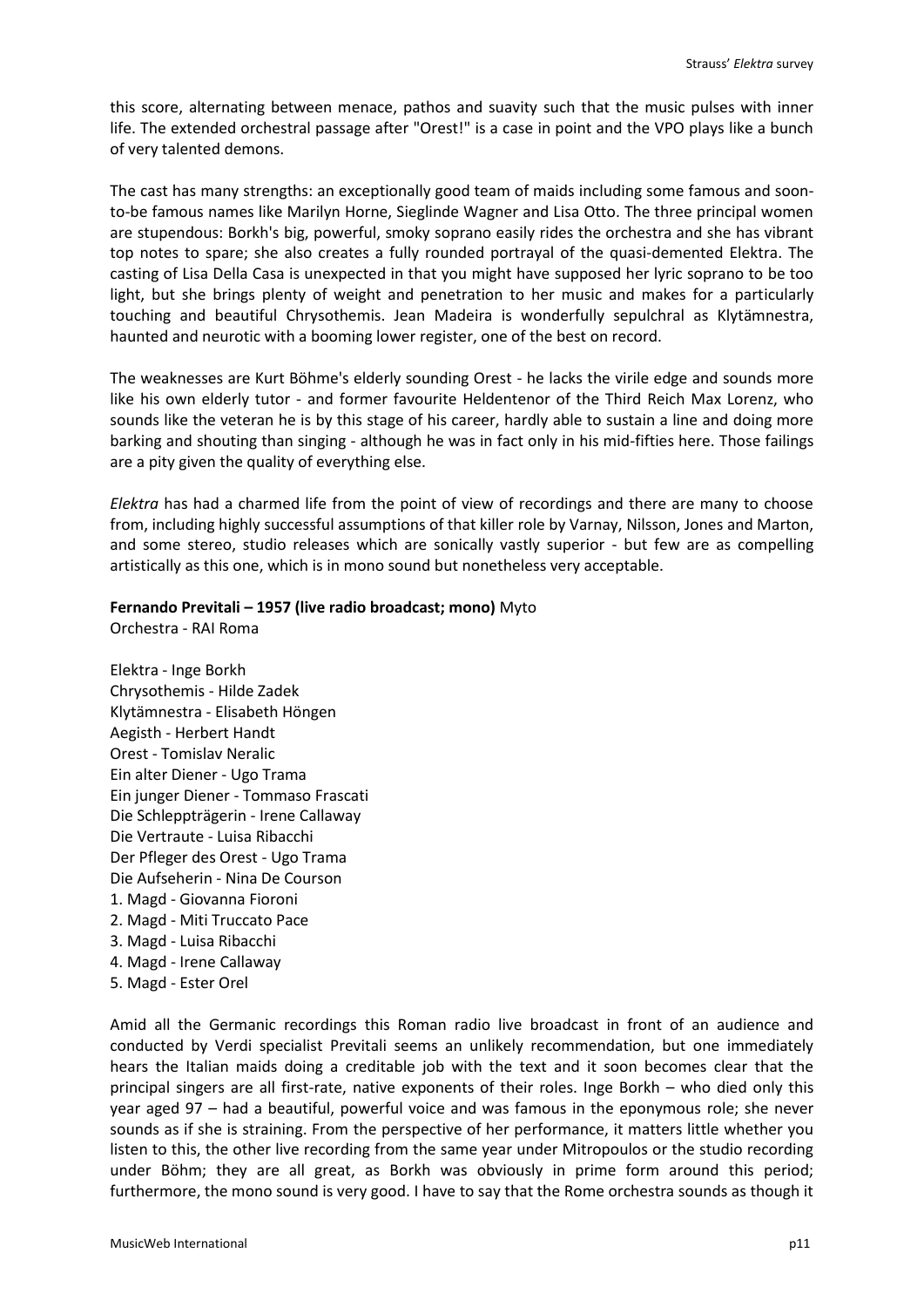this score, alternating between menace, pathos and suavity such that the music pulses with inner life. The extended orchestral passage after "Orest!" is a case in point and the VPO plays like a bunch of very talented demons.

The cast has many strengths: an exceptionally good team of maids including some famous and soon-to-be famous names like Marilyn Horne, Sieglinde Wagner and Lisa Otto. The three principal women are stupendous: Borkh's big, powerful, smoky soprano easily rides the orchestra and she has vibrant top notes to spare; she also creates a fully rounded portrayal of the quasi-demented Elektra. The casting of Lisa Della Casa is unexpected in that you might have supposed her lyric soprano to be too light, but she brings plenty of weight and penetration to her music and makes for a particularly touching and beautiful Chrysothemis. Jean Madeira is wonderfully sepulchral as Klytämnestra, haunted and neurotic with a booming lower register, one of the best on record.

The weaknesses are Kurt Böhme's elderly sounding Orest - he lacks the virile edge and sounds more like his own elderly tutor - and former favourite Heldentenor of the Third Reich Max Lorenz, who sounds like the veteran he is by this stage of his career, hardly able to sustain a line and doing more barking and shouting than singing - although he was in fact only in his mid-fifties here. Those failings are a pity given the quality of everything else.

*Elektra* has had a charmed life from the point of view of recordings and there are many to choose from, including highly successful assumptions of that killer role by Varnay, Nilsson, Jones and Marton, and some stereo, studio releases which are sonically vastly superior - but few are as compelling artistically as this one, which is in mono sound but nonetheless very acceptable.

**Fernando Previtali – 1957 (live radio broadcast; mono)** Myto
Orchestra - RAI Roma

Elektra - Inge Borkh
Chrysothemis - Hilde Zadek
Klytämnestra - Elisabeth Höngen
Aegisth - Herbert Handt
Orest - Tomislav Neralic
Ein alter Diener - Ugo Trama
Ein junger Diener - Tommaso Frascati
Die Schleppträgerin - Irene Callaway
Die Vertraute - Luisa Ribacchi
Der Pfleger des Orest - Ugo Trama
Die Aufseherin - Nina De Courson
1. Magd - Giovanna Fioroni
2. Magd - Miti Truccato Pace
3. Magd - Luisa Ribacchi
4. Magd - Irene Callaway
5. Magd - Ester Orel

Amid all the Germanic recordings this Roman radio live broadcast in front of an audience and conducted by Verdi specialist Previtali seems an unlikely recommendation, but one immediately hears the Italian maids doing a creditable job with the text and it soon becomes clear that the principal singers are all first-rate, native exponents of their roles. Inge Borkh – who died only this year aged 97 – had a beautiful, powerful voice and was famous in the eponymous role; she never sounds as if she is straining. From the perspective of her performance, it matters little whether you listen to this, the other live recording from the same year under Mitropoulos or the studio recording under Böhm; they are all great, as Borkh was obviously in prime form around this period; furthermore, the mono sound is very good. I have to say that the Rome orchestra sounds as though it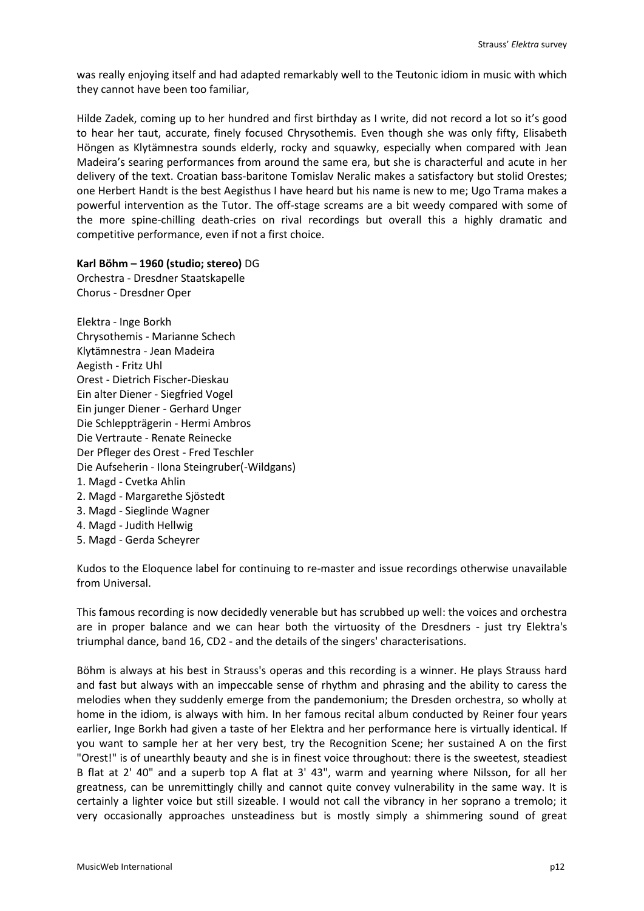was really enjoying itself and had adapted remarkably well to the Teutonic idiom in music with which they cannot have been too familiar,

Hilde Zadek, coming up to her hundred and first birthday as I write, did not record a lot so it's good to hear her taut, accurate, finely focused Chrysothemis. Even though she was only fifty, Elisabeth Höngen as Klytämnestra sounds elderly, rocky and squawky, especially when compared with Jean Madeira's searing performances from around the same era, but she is characterful and acute in her delivery of the text. Croatian bass-baritone Tomislav Neralic makes a satisfactory but stolid Orestes; one Herbert Handt is the best Aegisthus I have heard but his name is new to me; Ugo Trama makes a powerful intervention as the Tutor. The off-stage screams are a bit weedy compared with some of the more spine-chilling death-cries on rival recordings but overall this a highly dramatic and competitive performance, even if not a first choice.

**Karl Böhm – 1960 (studio; stereo)** DG
Orchestra - Dresdner Staatskapelle
Chorus - Dresdner Oper

Elektra - Inge Borkh
Chrysothemis - Marianne Schech
Klytämnestra - Jean Madeira
Aegisth - Fritz Uhl
Orest - Dietrich Fischer-Dieskau
Ein alter Diener - Siegfried Vogel
Ein junger Diener - Gerhard Unger
Die Schleppträgerin - Hermi Ambros
Die Vertraute - Renate Reinecke
Der Pfleger des Orest - Fred Teschler
Die Aufseherin - Ilona Steingruber(-Wildgans)
1. Magd - Cvetka Ahlin
2. Magd - Margarethe Sjöstedt
3. Magd - Sieglinde Wagner
4. Magd - Judith Hellwig
5. Magd - Gerda Scheyrer

Kudos to the Eloquence label for continuing to re-master and issue recordings otherwise unavailable from Universal.

This famous recording is now decidedly venerable but has scrubbed up well: the voices and orchestra are in proper balance and we can hear both the virtuosity of the Dresdners - just try Elektra's triumphal dance, band 16, CD2 - and the details of the singers' characterisations.

Böhm is always at his best in Strauss's operas and this recording is a winner. He plays Strauss hard and fast but always with an impeccable sense of rhythm and phrasing and the ability to caress the melodies when they suddenly emerge from the pandemonium; the Dresden orchestra, so wholly at home in the idiom, is always with him. In her famous recital album conducted by Reiner four years earlier, Inge Borkh had given a taste of her Elektra and her performance here is virtually identical. If you want to sample her at her very best, try the Recognition Scene; her sustained A on the first "Orest!" is of unearthly beauty and she is in finest voice throughout: there is the sweetest, steadiest B flat at 2' 40" and a superb top A flat at 3' 43", warm and yearning where Nilsson, for all her greatness, can be unremittingly chilly and cannot quite convey vulnerability in the same way. It is certainly a lighter voice but still sizeable. I would not call the vibrancy in her soprano a tremolo; it very occasionally approaches unsteadiness but is mostly simply a shimmering sound of great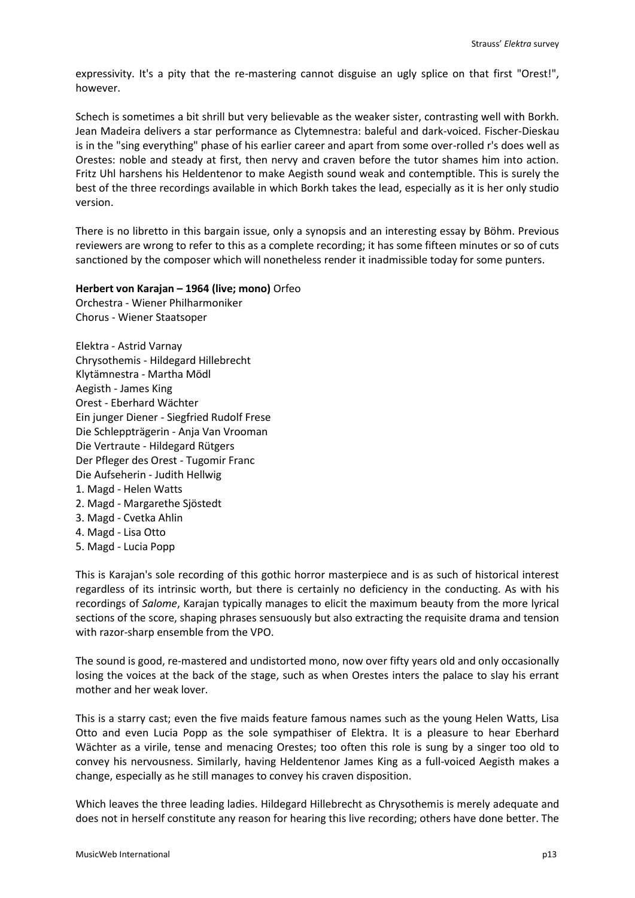expressivity. It's a pity that the re-mastering cannot disguise an ugly splice on that first "Orest!", however.

Schech is sometimes a bit shrill but very believable as the weaker sister, contrasting well with Borkh. Jean Madeira delivers a star performance as Clytemnestra: baleful and dark-voiced. Fischer-Dieskau is in the "sing everything" phase of his earlier career and apart from some over-rolled r's does well as Orestes: noble and steady at first, then nervy and craven before the tutor shames him into action. Fritz Uhl harshens his Heldentenor to make Aegisth sound weak and contemptible. This is surely the best of the three recordings available in which Borkh takes the lead, especially as it is her only studio version.

There is no libretto in this bargain issue, only a synopsis and an interesting essay by Böhm. Previous reviewers are wrong to refer to this as a complete recording; it has some fifteen minutes or so of cuts sanctioned by the composer which will nonetheless render it inadmissible today for some punters.

**Herbert von Karajan – 1964 (live; mono)** Orfeo
Orchestra - Wiener Philharmoniker
Chorus - Wiener Staatsoper

Elektra - Astrid Varnay
Chrysothemis - Hildegard Hillebrecht
Klytämnestra - Martha Mödl
Aegisth - James King
Orest - Eberhard Wächter
Ein junger Diener - Siegfried Rudolf Frese
Die Schleppträgerin - Anja Van Vrooman
Die Vertraute - Hildegard Rütgers
Der Pfleger des Orest - Tugomir Franc
Die Aufseherin - Judith Hellwig
1. Magd - Helen Watts
2. Magd - Margarethe Sjöstedt
3. Magd - Cvetka Ahlin
4. Magd - Lisa Otto
5. Magd - Lucia Popp

This is Karajan's sole recording of this gothic horror masterpiece and is as such of historical interest regardless of its intrinsic worth, but there is certainly no deficiency in the conducting. As with his recordings of *Salome*, Karajan typically manages to elicit the maximum beauty from the more lyrical sections of the score, shaping phrases sensuously but also extracting the requisite drama and tension with razor-sharp ensemble from the VPO.

The sound is good, re-mastered and undistorted mono, now over fifty years old and only occasionally losing the voices at the back of the stage, such as when Orestes inters the palace to slay his errant mother and her weak lover.

This is a starry cast; even the five maids feature famous names such as the young Helen Watts, Lisa Otto and even Lucia Popp as the sole sympathiser of Elektra. It is a pleasure to hear Eberhard Wächter as a virile, tense and menacing Orestes; too often this role is sung by a singer too old to convey his nervousness. Similarly, having Heldentenor James King as a full-voiced Aegisth makes a change, especially as he still manages to convey his craven disposition.

Which leaves the three leading ladies. Hildegard Hillebrecht as Chrysothemis is merely adequate and does not in herself constitute any reason for hearing this live recording; others have done better. The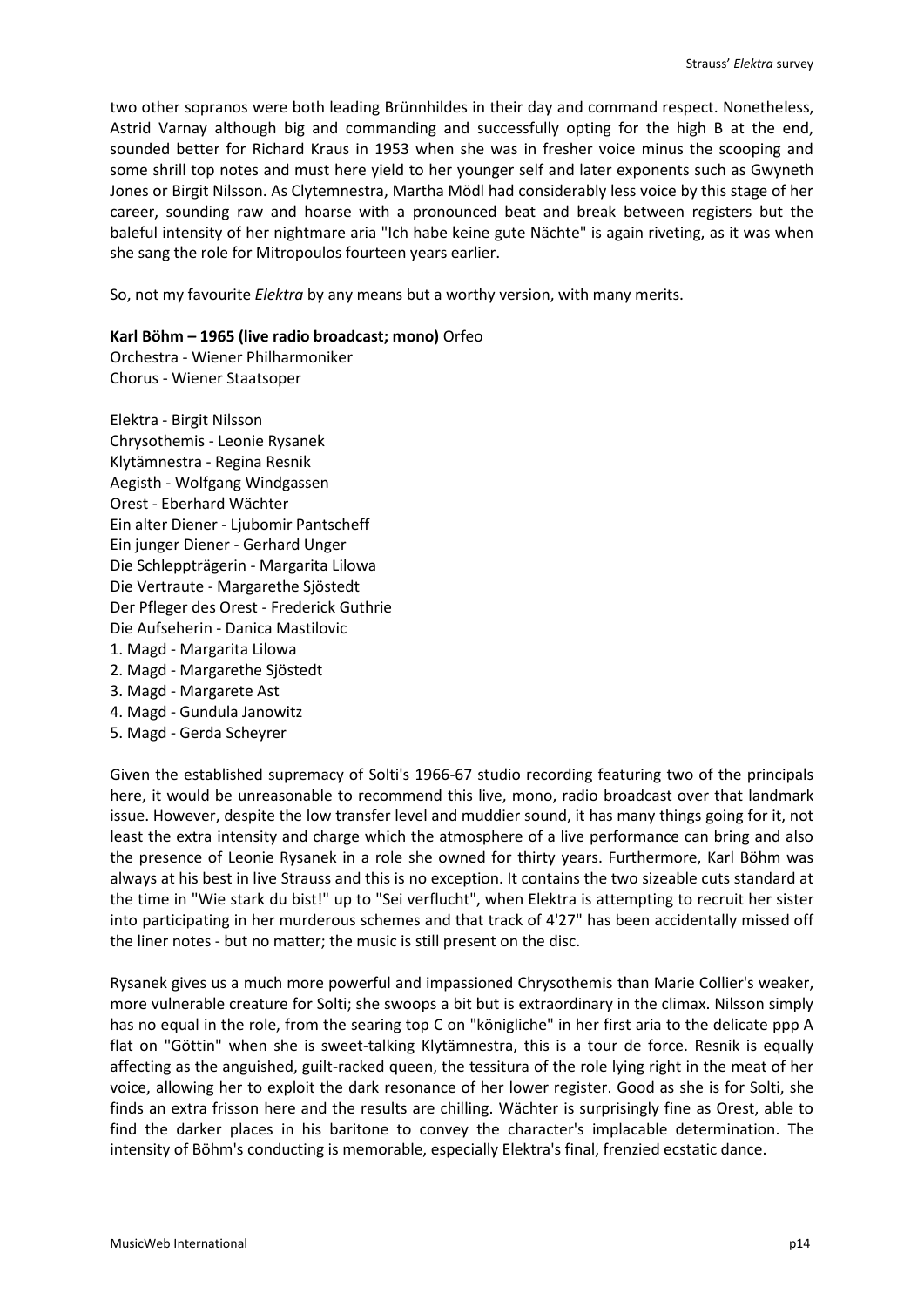two other sopranos were both leading Brünnhildes in their day and command respect. Nonetheless, Astrid Varnay although big and commanding and successfully opting for the high B at the end, sounded better for Richard Kraus in 1953 when she was in fresher voice minus the scooping and some shrill top notes and must here yield to her younger self and later exponents such as Gwyneth Jones or Birgit Nilsson. As Clytemnestra, Martha Mödl had considerably less voice by this stage of her career, sounding raw and hoarse with a pronounced beat and break between registers but the baleful intensity of her nightmare aria "Ich habe keine gute Nächte" is again riveting, as it was when she sang the role for Mitropoulos fourteen years earlier.

So, not my favourite *Elektra* by any means but a worthy version, with many merits.

**Karl Böhm – 1965 (live radio broadcast; mono)** Orfeo
Orchestra - Wiener Philharmoniker
Chorus - Wiener Staatsoper

Elektra - Birgit Nilsson
Chrysothemis - Leonie Rysanek
Klytämnestra - Regina Resnik
Aegisth - Wolfgang Windgassen
Orest - Eberhard Wächter
Ein alter Diener - Ljubomir Pantscheff
Ein junger Diener - Gerhard Unger
Die Schleppträgerin - Margarita Lilowa
Die Vertraute - Margarethe Sjöstedt
Der Pfleger des Orest - Frederick Guthrie
Die Aufseherin - Danica Mastilovic
1. Magd - Margarita Lilowa
2. Magd - Margarethe Sjöstedt
3. Magd - Margarete Ast
4. Magd - Gundula Janowitz
5. Magd - Gerda Scheyrer

Given the established supremacy of Solti's 1966-67 studio recording featuring two of the principals here, it would be unreasonable to recommend this live, mono, radio broadcast over that landmark issue. However, despite the low transfer level and muddier sound, it has many things going for it, not least the extra intensity and charge which the atmosphere of a live performance can bring and also the presence of Leonie Rysanek in a role she owned for thirty years. Furthermore, Karl Böhm was always at his best in live Strauss and this is no exception. It contains the two sizeable cuts standard at the time in "Wie stark du bist!" up to "Sei verflucht", when Elektra is attempting to recruit her sister into participating in her murderous schemes and that track of 4'27" has been accidentally missed off the liner notes - but no matter; the music is still present on the disc.

Rysanek gives us a much more powerful and impassioned Chrysothemis than Marie Collier's weaker, more vulnerable creature for Solti; she swoops a bit but is extraordinary in the climax. Nilsson simply has no equal in the role, from the searing top C on "königliche" in her first aria to the delicate ppp A flat on "Göttin" when she is sweet-talking Klytämnestra, this is a tour de force. Resnik is equally affecting as the anguished, guilt-racked queen, the tessitura of the role lying right in the meat of her voice, allowing her to exploit the dark resonance of her lower register. Good as she is for Solti, she finds an extra frisson here and the results are chilling. Wächter is surprisingly fine as Orest, able to find the darker places in his baritone to convey the character's implacable determination. The intensity of Böhm's conducting is memorable, especially Elektra's final, frenzied ecstatic dance.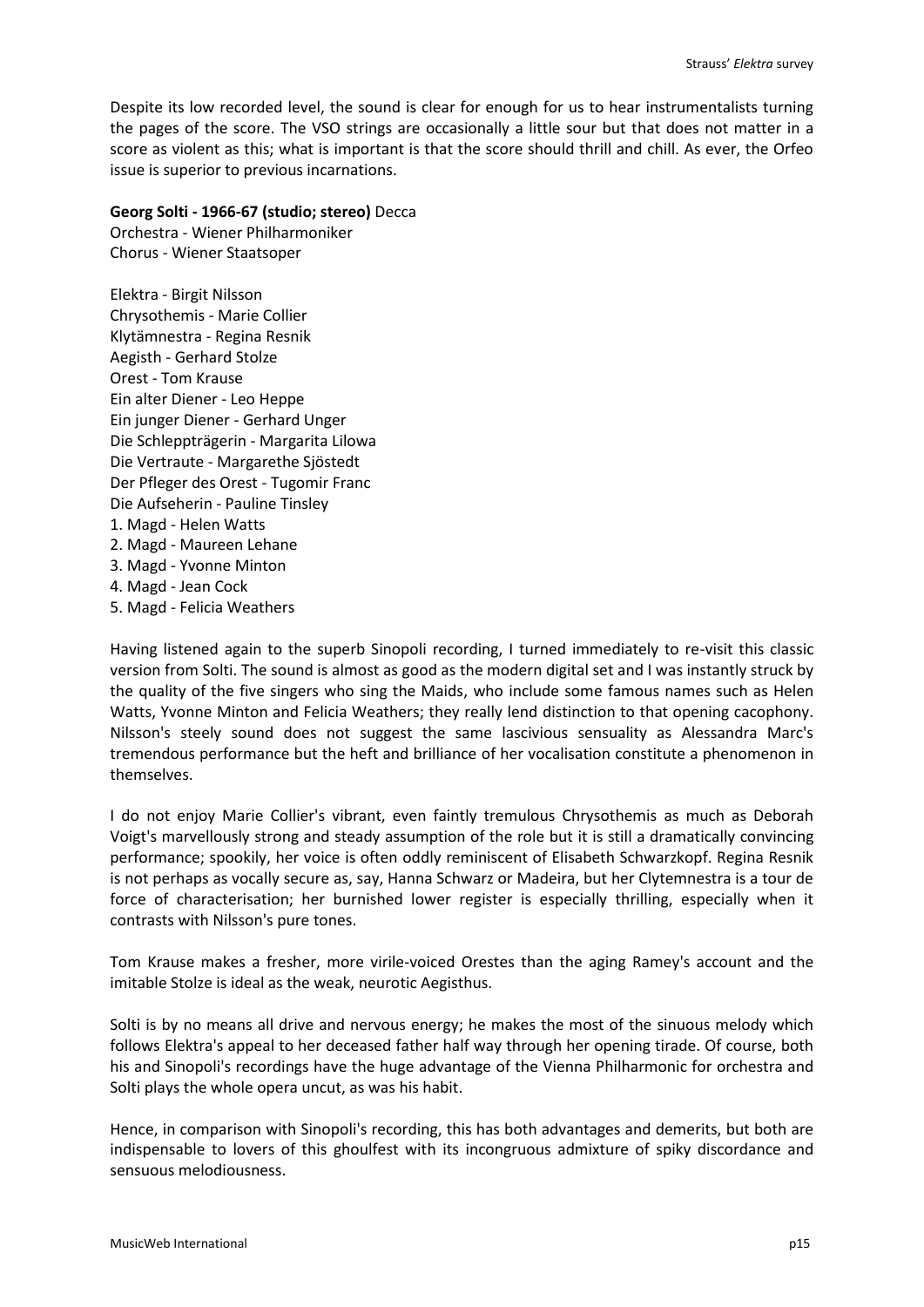Despite its low recorded level, the sound is clear for enough for us to hear instrumentalists turning the pages of the score. The VSO strings are occasionally a little sour but that does not matter in a score as violent as this; what is important is that the score should thrill and chill. As ever, the Orfeo issue is superior to previous incarnations.

**Georg Solti - 1966-67 (studio; stereo)** Decca
Orchestra - Wiener Philharmoniker
Chorus - Wiener Staatsoper

Elektra - Birgit Nilsson
Chrysothemis - Marie Collier
Klytämnestra - Regina Resnik
Aegisth - Gerhard Stolze
Orest - Tom Krause
Ein alter Diener - Leo Heppe
Ein junger Diener - Gerhard Unger
Die Schleppträgerin - Margarita Lilowa
Die Vertraute - Margarethe Sjöstedt
Der Pfleger des Orest - Tugomir Franc
Die Aufseherin - Pauline Tinsley
1. Magd - Helen Watts
2. Magd - Maureen Lehane
3. Magd - Yvonne Minton
4. Magd - Jean Cock
5. Magd - Felicia Weathers

Having listened again to the superb Sinopoli recording, I turned immediately to re-visit this classic version from Solti. The sound is almost as good as the modern digital set and I was instantly struck by the quality of the five singers who sing the Maids, who include some famous names such as Helen Watts, Yvonne Minton and Felicia Weathers; they really lend distinction to that opening cacophony. Nilsson's steely sound does not suggest the same lascivious sensuality as Alessandra Marc's tremendous performance but the heft and brilliance of her vocalisation constitute a phenomenon in themselves.

I do not enjoy Marie Collier's vibrant, even faintly tremulous Chrysothemis as much as Deborah Voigt's marvellously strong and steady assumption of the role but it is still a dramatically convincing performance; spookily, her voice is often oddly reminiscent of Elisabeth Schwarzkopf. Regina Resnik is not perhaps as vocally secure as, say, Hanna Schwarz or Madeira, but her Clytemnestra is a tour de force of characterisation; her burnished lower register is especially thrilling, especially when it contrasts with Nilsson's pure tones.

Tom Krause makes a fresher, more virile-voiced Orestes than the aging Ramey's account and the imitable Stolze is ideal as the weak, neurotic Aegisthus.

Solti is by no means all drive and nervous energy; he makes the most of the sinuous melody which follows Elektra's appeal to her deceased father half way through her opening tirade. Of course, both his and Sinopoli's recordings have the huge advantage of the Vienna Philharmonic for orchestra and Solti plays the whole opera uncut, as was his habit.

Hence, in comparison with Sinopoli's recording, this has both advantages and demerits, but both are indispensable to lovers of this ghoulfest with its incongruous admixture of spiky discordance and sensuous melodiousness.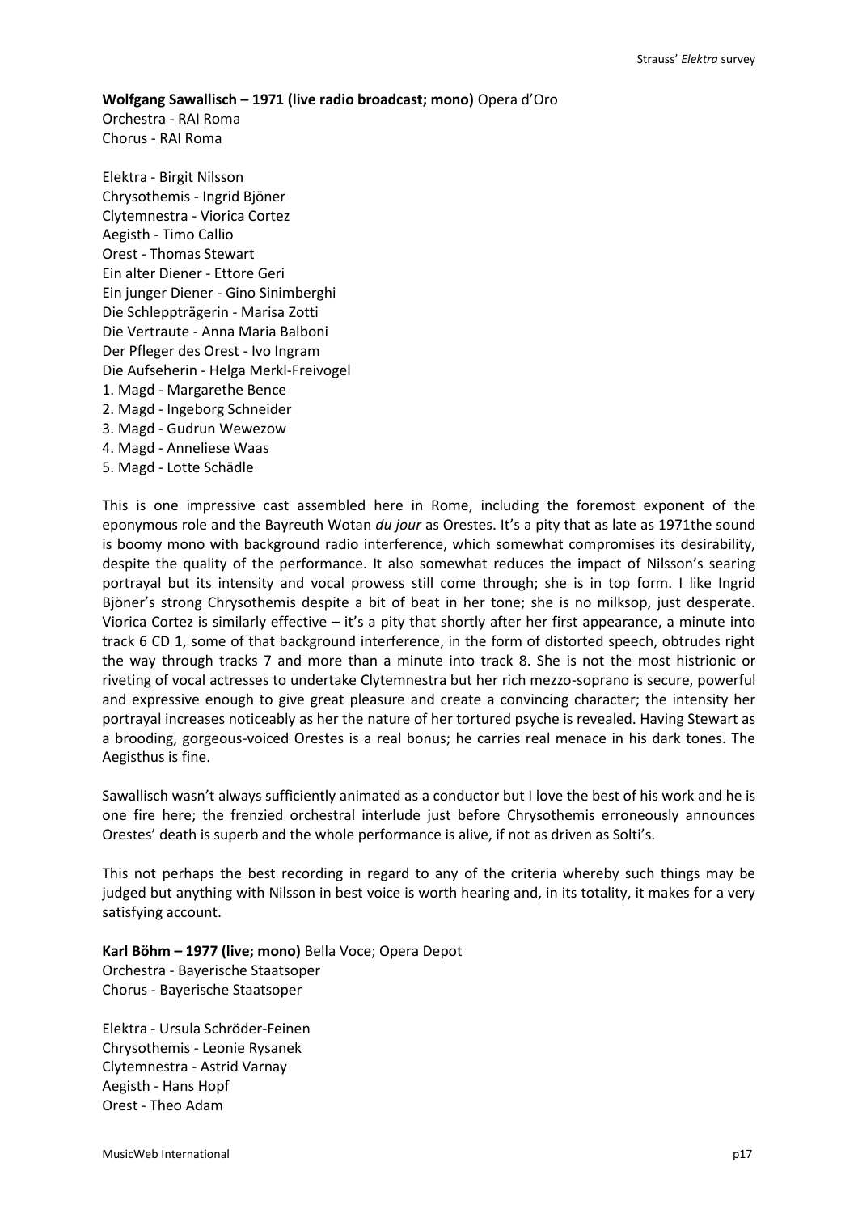**Wolfgang Sawallisch – 1971 (live radio broadcast; mono)** Opera d'Oro
Orchestra - RAI Roma
Chorus - RAI Roma

Elektra - Birgit Nilsson
Chrysothemis - Ingrid Bjöner
Clytemnestra - Viorica Cortez
Aegisth - Timo Callio
Orest - Thomas Stewart
Ein alter Diener - Ettore Geri
Ein junger Diener - Gino Sinimberghi
Die Schleppträgerin - Marisa Zotti
Die Vertraute - Anna Maria Balboni
Der Pfleger des Orest - Ivo Ingram
Die Aufseherin - Helga Merkl-Freivogel
1. Magd - Margarethe Bence
2. Magd - Ingeborg Schneider
3. Magd - Gudrun Wewezow
4. Magd - Anneliese Waas
5. Magd - Lotte Schädle

This is one impressive cast assembled here in Rome, including the foremost exponent of the eponymous role and the Bayreuth Wotan *du jour* as Orestes. It's a pity that as late as 1971the sound is boomy mono with background radio interference, which somewhat compromises its desirability, despite the quality of the performance. It also somewhat reduces the impact of Nilsson's searing portrayal but its intensity and vocal prowess still come through; she is in top form. I like Ingrid Bjöner's strong Chrysothemis despite a bit of beat in her tone; she is no milksop, just desperate. Viorica Cortez is similarly effective – it's a pity that shortly after her first appearance, a minute into track 6 CD 1, some of that background interference, in the form of distorted speech, obtrudes right the way through tracks 7 and more than a minute into track 8. She is not the most histrionic or riveting of vocal actresses to undertake Clytemnestra but her rich mezzo-soprano is secure, powerful and expressive enough to give great pleasure and create a convincing character; the intensity her portrayal increases noticeably as her the nature of her tortured psyche is revealed. Having Stewart as a brooding, gorgeous-voiced Orestes is a real bonus; he carries real menace in his dark tones. The Aegisthus is fine.

Sawallisch wasn't always sufficiently animated as a conductor but I love the best of his work and he is one fire here; the frenzied orchestral interlude just before Chrysothemis erroneously announces Orestes' death is superb and the whole performance is alive, if not as driven as Solti's.

This not perhaps the best recording in regard to any of the criteria whereby such things may be judged but anything with Nilsson in best voice is worth hearing and, in its totality, it makes for a very satisfying account.

**Karl Böhm – 1977 (live; mono)** Bella Voce; Opera Depot
Orchestra - Bayerische Staatsoper
Chorus - Bayerische Staatsoper

Elektra - Ursula Schröder-Feinen
Chrysothemis - Leonie Rysanek
Clytemnestra - Astrid Varnay
Aegisth - Hans Hopf
Orest - Theo Adam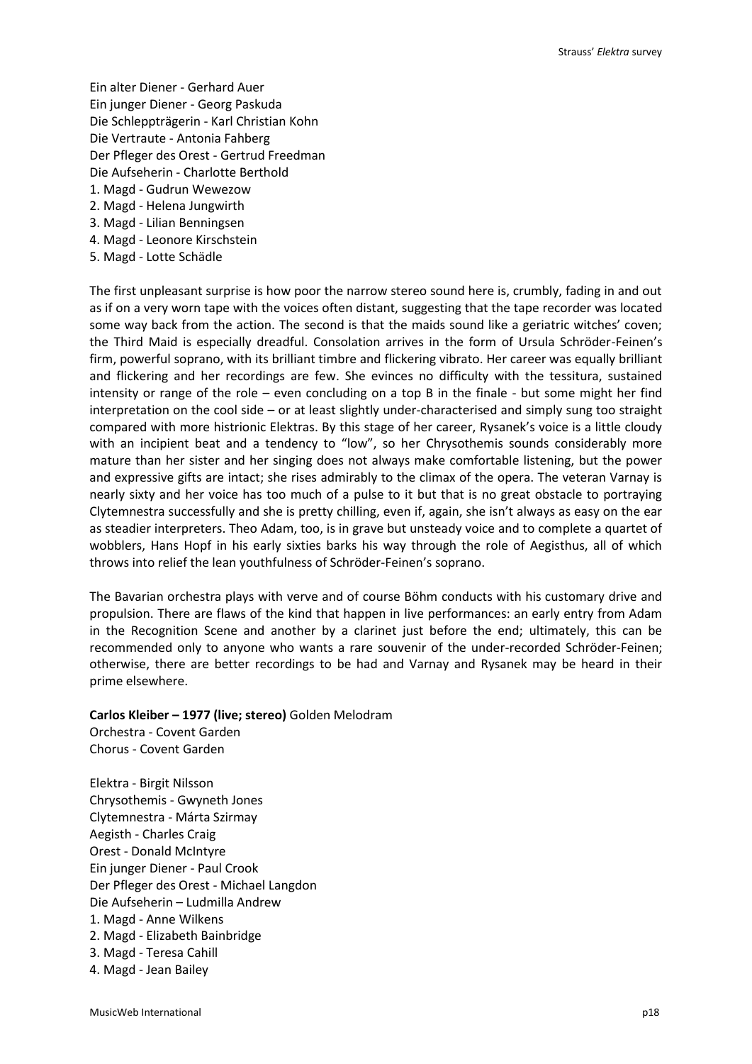Ein alter Diener - Gerhard Auer
Ein junger Diener - Georg Paskuda
Die Schleppträgerin - Karl Christian Kohn
Die Vertraute - Antonia Fahberg
Der Pfleger des Orest - Gertrud Freedman
Die Aufseherin - Charlotte Berthold
1. Magd - Gudrun Wewezow
2. Magd - Helena Jungwirth
3. Magd - Lilian Benningsen
4. Magd - Leonore Kirschstein
5. Magd - Lotte Schädle

The first unpleasant surprise is how poor the narrow stereo sound here is, crumbly, fading in and out as if on a very worn tape with the voices often distant, suggesting that the tape recorder was located some way back from the action. The second is that the maids sound like a geriatric witches' coven; the Third Maid is especially dreadful. Consolation arrives in the form of Ursula Schröder-Feinen's firm, powerful soprano, with its brilliant timbre and flickering vibrato. Her career was equally brilliant and flickering and her recordings are few. She evinces no difficulty with the tessitura, sustained intensity or range of the role – even concluding on a top B in the finale - but some might her find interpretation on the cool side – or at least slightly under-characterised and simply sung too straight compared with more histrionic Elektras. By this stage of her career, Rysanek's voice is a little cloudy with an incipient beat and a tendency to "low", so her Chrysothemis sounds considerably more mature than her sister and her singing does not always make comfortable listening, but the power and expressive gifts are intact; she rises admirably to the climax of the opera. The veteran Varnay is nearly sixty and her voice has too much of a pulse to it but that is no great obstacle to portraying Clytemnestra successfully and she is pretty chilling, even if, again, she isn't always as easy on the ear as steadier interpreters. Theo Adam, too, is in grave but unsteady voice and to complete a quartet of wobblers, Hans Hopf in his early sixties barks his way through the role of Aegisthus, all of which throws into relief the lean youthfulness of Schröder-Feinen's soprano.

The Bavarian orchestra plays with verve and of course Böhm conducts with his customary drive and propulsion. There are flaws of the kind that happen in live performances: an early entry from Adam in the Recognition Scene and another by a clarinet just before the end; ultimately, this can be recommended only to anyone who wants a rare souvenir of the under-recorded Schröder-Feinen; otherwise, there are better recordings to be had and Varnay and Rysanek may be heard in their prime elsewhere.

**Carlos Kleiber – 1977 (live; stereo)** Golden Melodram
Orchestra - Covent Garden
Chorus - Covent Garden

Elektra - Birgit Nilsson
Chrysothemis - Gwyneth Jones
Clytemnestra - Márta Szirmay
Aegisth - Charles Craig
Orest - Donald McIntyre
Ein junger Diener - Paul Crook
Der Pfleger des Orest - Michael Langdon
Die Aufseherin – Ludmilla Andrew
1. Magd - Anne Wilkens
2. Magd - Elizabeth Bainbridge
3. Magd - Teresa Cahill
4. Magd - Jean Bailey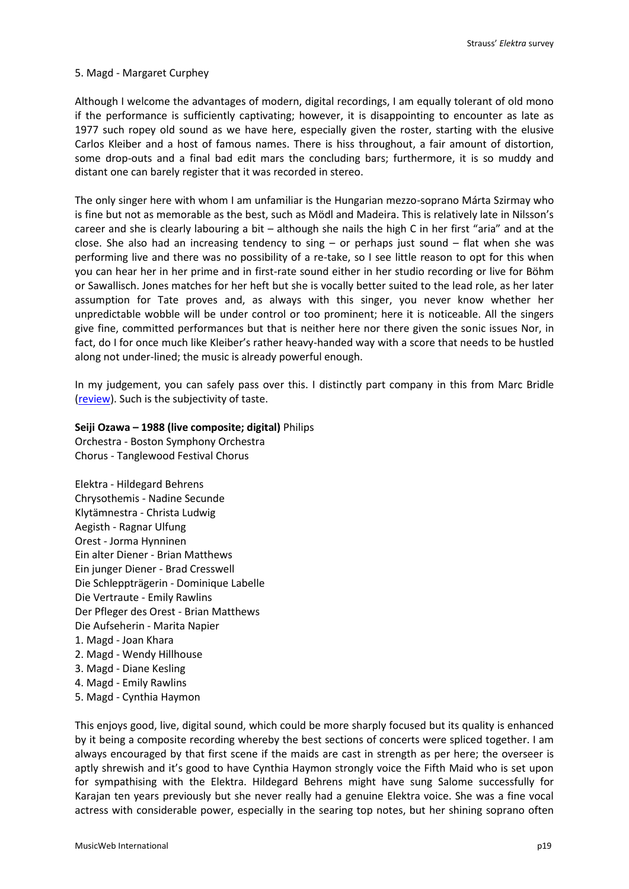5. Magd - Margaret Curphey

Although I welcome the advantages of modern, digital recordings, I am equally tolerant of old mono if the performance is sufficiently captivating; however, it is disappointing to encounter as late as 1977 such ropey old sound as we have here, especially given the roster, starting with the elusive Carlos Kleiber and a host of famous names. There is hiss throughout, a fair amount of distortion, some drop-outs and a final bad edit mars the concluding bars; furthermore, it is so muddy and distant one can barely register that it was recorded in stereo.

The only singer here with whom I am unfamiliar is the Hungarian mezzo-soprano Márta Szirmay who is fine but not as memorable as the best, such as Mödl and Madeira. This is relatively late in Nilsson's career and she is clearly labouring a bit – although she nails the high C in her first "aria" and at the close. She also had an increasing tendency to sing – or perhaps just sound – flat when she was performing live and there was no possibility of a re-take, so I see little reason to opt for this when you can hear her in her prime and in first-rate sound either in her studio recording or live for Böhm or Sawallisch. Jones matches for her heft but she is vocally better suited to the lead role, as her later assumption for Tate proves and, as always with this singer, you never know whether her unpredictable wobble will be under control or too prominent; here it is noticeable. All the singers give fine, committed performances but that is neither here nor there given the sonic issues Nor, in fact, do I for once much like Kleiber's rather heavy-handed way with a score that needs to be hustled along not under-lined; the music is already powerful enough.

In my judgement, you can safely pass over this. I distinctly part company in this from Marc Bridle (review). Such is the subjectivity of taste.

**Seiji Ozawa – 1988 (live composite; digital)** Philips
Orchestra - Boston Symphony Orchestra
Chorus - Tanglewood Festival Chorus

Elektra - Hildegard Behrens
Chrysothemis - Nadine Secunde
Klytämnestra - Christa Ludwig
Aegisth - Ragnar Ulfung
Orest - Jorma Hynninen
Ein alter Diener - Brian Matthews
Ein junger Diener - Brad Cresswell
Die Schleppträgerin - Dominique Labelle
Die Vertraute - Emily Rawlins
Der Pfleger des Orest - Brian Matthews
Die Aufseherin - Marita Napier
1. Magd - Joan Khara
2. Magd - Wendy Hillhouse
3. Magd - Diane Kesling
4. Magd - Emily Rawlins
5. Magd - Cynthia Haymon

This enjoys good, live, digital sound, which could be more sharply focused but its quality is enhanced by it being a composite recording whereby the best sections of concerts were spliced together. I am always encouraged by that first scene if the maids are cast in strength as per here; the overseer is aptly shrewish and it's good to have Cynthia Haymon strongly voice the Fifth Maid who is set upon for sympathising with the Elektra. Hildegard Behrens might have sung Salome successfully for Karajan ten years previously but she never really had a genuine Elektra voice. She was a fine vocal actress with considerable power, especially in the searing top notes, but her shining soprano often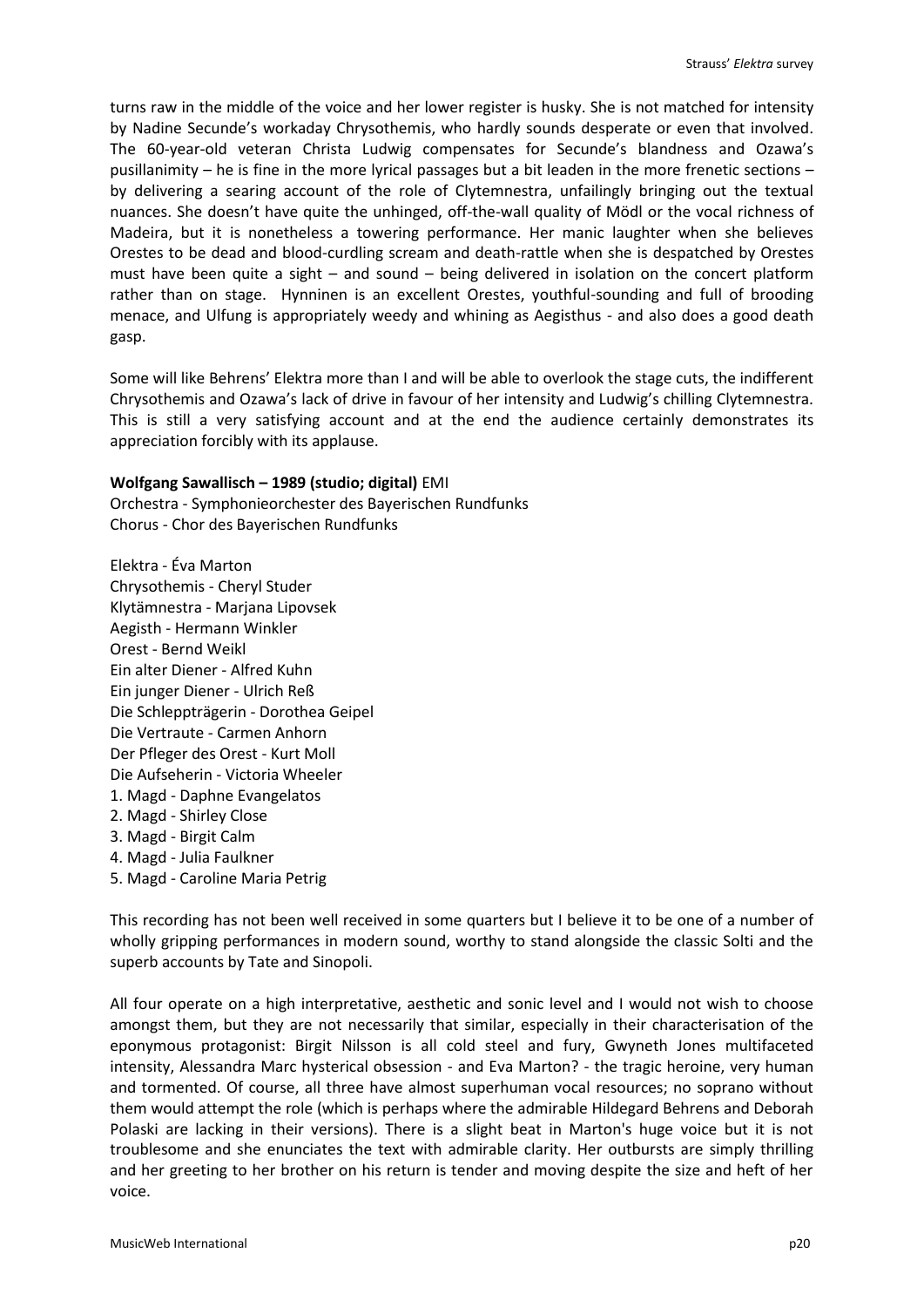turns raw in the middle of the voice and her lower register is husky. She is not matched for intensity by Nadine Secunde's workaday Chrysothemis, who hardly sounds desperate or even that involved. The 60-year-old veteran Christa Ludwig compensates for Secunde's blandness and Ozawa's pusillanimity – he is fine in the more lyrical passages but a bit leaden in the more frenetic sections – by delivering a searing account of the role of Clytemnestra, unfailingly bringing out the textual nuances. She doesn't have quite the unhinged, off-the-wall quality of Mödl or the vocal richness of Madeira, but it is nonetheless a towering performance. Her manic laughter when she believes Orestes to be dead and blood-curdling scream and death-rattle when she is despatched by Orestes must have been quite a sight – and sound – being delivered in isolation on the concert platform rather than on stage. Hynninen is an excellent Orestes, youthful-sounding and full of brooding menace, and Ulfung is appropriately weedy and whining as Aegisthus - and also does a good death gasp.

Some will like Behrens' Elektra more than I and will be able to overlook the stage cuts, the indifferent Chrysothemis and Ozawa's lack of drive in favour of her intensity and Ludwig's chilling Clytemnestra. This is still a very satisfying account and at the end the audience certainly demonstrates its appreciation forcibly with its applause.

**Wolfgang Sawallisch – 1989 (studio; digital)** EMI
Orchestra - Symphonieorchester des Bayerischen Rundfunks
Chorus - Chor des Bayerischen Rundfunks

Elektra - Éva Marton
Chrysothemis - Cheryl Studer
Klytämnestra - Marjana Lipovsek
Aegisth - Hermann Winkler
Orest - Bernd Weikl
Ein alter Diener - Alfred Kuhn
Ein junger Diener - Ulrich Reß
Die Schleppträgerin - Dorothea Geipel
Die Vertraute - Carmen Anhorn
Der Pfleger des Orest - Kurt Moll
Die Aufseherin - Victoria Wheeler
1. Magd - Daphne Evangelatos
2. Magd - Shirley Close
3. Magd - Birgit Calm
4. Magd - Julia Faulkner
5. Magd - Caroline Maria Petrig

This recording has not been well received in some quarters but I believe it to be one of a number of wholly gripping performances in modern sound, worthy to stand alongside the classic Solti and the superb accounts by Tate and Sinopoli.

All four operate on a high interpretative, aesthetic and sonic level and I would not wish to choose amongst them, but they are not necessarily that similar, especially in their characterisation of the eponymous protagonist: Birgit Nilsson is all cold steel and fury, Gwyneth Jones multifaceted intensity, Alessandra Marc hysterical obsession - and Eva Marton? - the tragic heroine, very human and tormented. Of course, all three have almost superhuman vocal resources; no soprano without them would attempt the role (which is perhaps where the admirable Hildegard Behrens and Deborah Polaski are lacking in their versions). There is a slight beat in Marton's huge voice but it is not troublesome and she enunciates the text with admirable clarity. Her outbursts are simply thrilling and her greeting to her brother on his return is tender and moving despite the size and heft of her voice.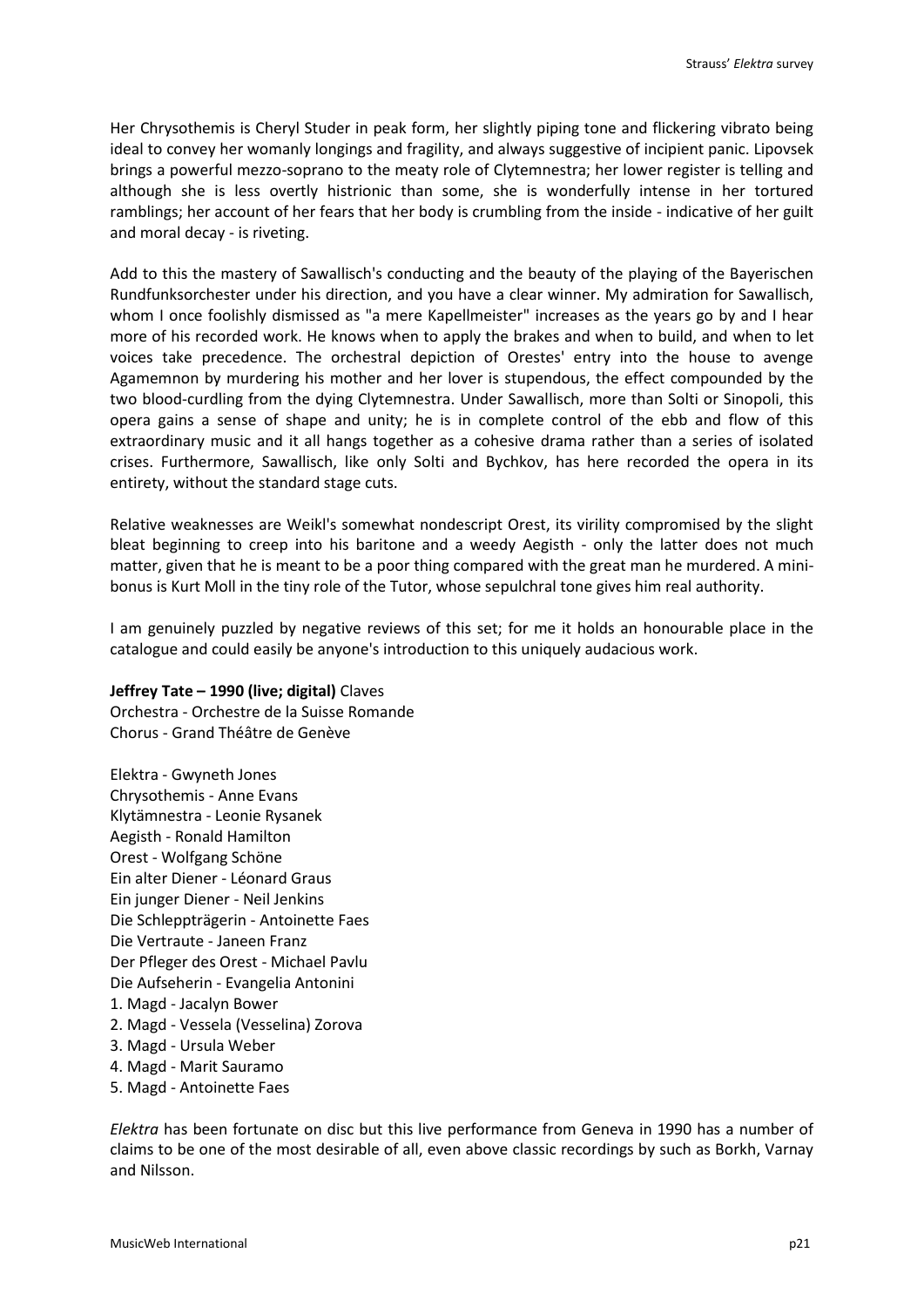Her Chrysothemis is Cheryl Studer in peak form, her slightly piping tone and flickering vibrato being ideal to convey her womanly longings and fragility, and always suggestive of incipient panic. Lipovsek brings a powerful mezzo-soprano to the meaty role of Clytemnestra; her lower register is telling and although she is less overtly histrionic than some, she is wonderfully intense in her tortured ramblings; her account of her fears that her body is crumbling from the inside - indicative of her guilt and moral decay - is riveting.

Add to this the mastery of Sawallisch's conducting and the beauty of the playing of the Bayerischen Rundfunksorchester under his direction, and you have a clear winner. My admiration for Sawallisch, whom I once foolishly dismissed as "a mere Kapellmeister" increases as the years go by and I hear more of his recorded work. He knows when to apply the brakes and when to build, and when to let voices take precedence. The orchestral depiction of Orestes' entry into the house to avenge Agamemnon by murdering his mother and her lover is stupendous, the effect compounded by the two blood-curdling from the dying Clytemnestra. Under Sawallisch, more than Solti or Sinopoli, this opera gains a sense of shape and unity; he is in complete control of the ebb and flow of this extraordinary music and it all hangs together as a cohesive drama rather than a series of isolated crises. Furthermore, Sawallisch, like only Solti and Bychkov, has here recorded the opera in its entirety, without the standard stage cuts.

Relative weaknesses are Weikl's somewhat nondescript Orest, its virility compromised by the slight bleat beginning to creep into his baritone and a weedy Aegisth - only the latter does not much matter, given that he is meant to be a poor thing compared with the great man he murdered. A mini-bonus is Kurt Moll in the tiny role of the Tutor, whose sepulchral tone gives him real authority.

I am genuinely puzzled by negative reviews of this set; for me it holds an honourable place in the catalogue and could easily be anyone's introduction to this uniquely audacious work.

**Jeffrey Tate – 1990 (live; digital)** Claves
Orchestra - Orchestre de la Suisse Romande
Chorus - Grand Théâtre de Genève

Elektra - Gwyneth Jones
Chrysothemis - Anne Evans
Klytämnestra - Leonie Rysanek
Aegisth - Ronald Hamilton
Orest - Wolfgang Schöne
Ein alter Diener - Léonard Graus
Ein junger Diener - Neil Jenkins
Die Schleppträgerin - Antoinette Faes
Die Vertraute - Janeen Franz
Der Pfleger des Orest - Michael Pavlu
Die Aufseherin - Evangelia Antonini
1. Magd - Jacalyn Bower
2. Magd - Vessela (Vesselina) Zorova
3. Magd - Ursula Weber
4. Magd - Marit Sauramo
5. Magd - Antoinette Faes

*Elektra* has been fortunate on disc but this live performance from Geneva in 1990 has a number of claims to be one of the most desirable of all, even above classic recordings by such as Borkh, Varnay and Nilsson.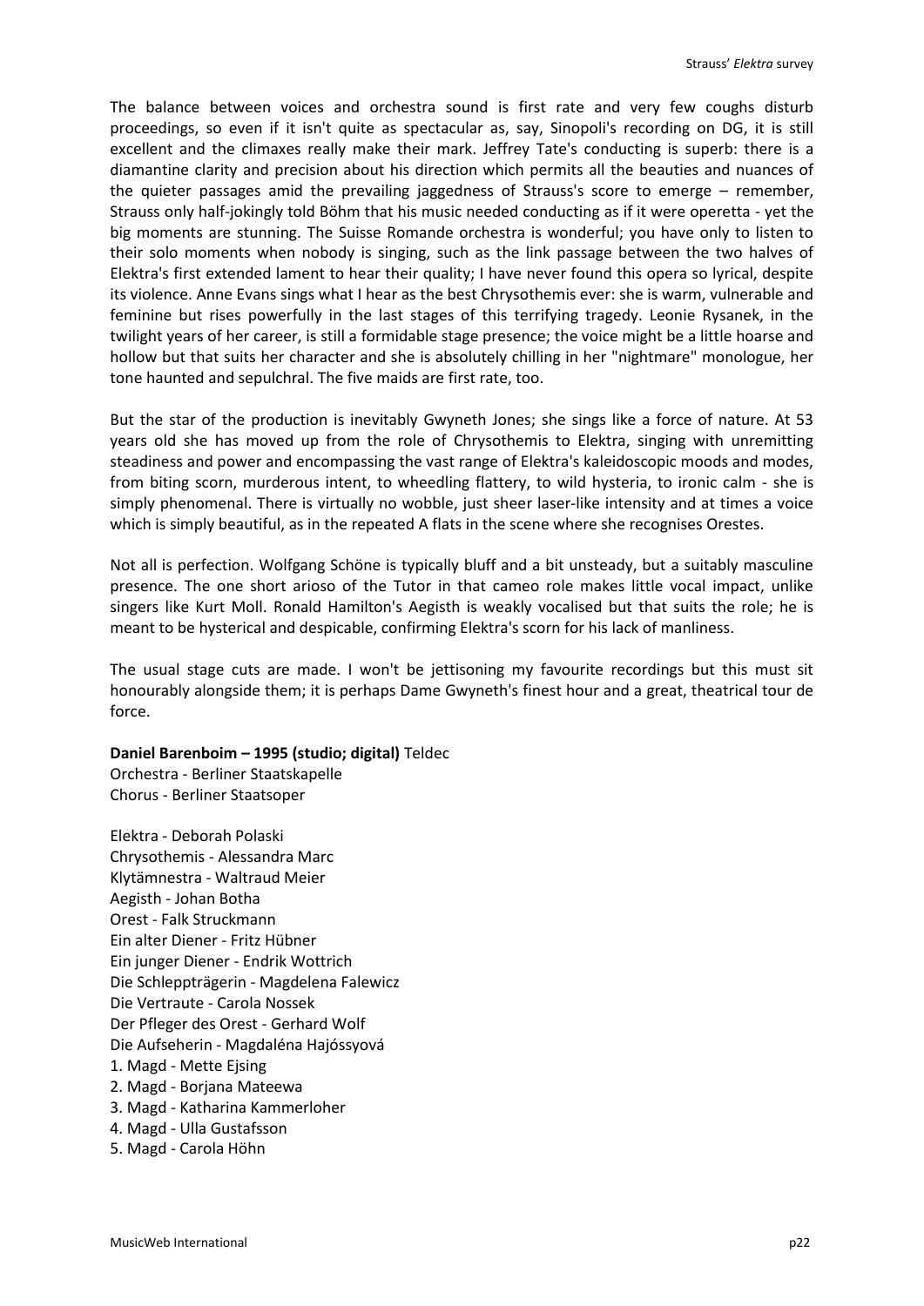The balance between voices and orchestra sound is first rate and very few coughs disturb proceedings, so even if it isn't quite as spectacular as, say, Sinopoli's recording on DG, it is still excellent and the climaxes really make their mark. Jeffrey Tate's conducting is superb: there is a diamantine clarity and precision about his direction which permits all the beauties and nuances of the quieter passages amid the prevailing jaggedness of Strauss's score to emerge – remember, Strauss only half-jokingly told Böhm that his music needed conducting as if it were operetta - yet the big moments are stunning. The Suisse Romande orchestra is wonderful; you have only to listen to their solo moments when nobody is singing, such as the link passage between the two halves of Elektra's first extended lament to hear their quality; I have never found this opera so lyrical, despite its violence. Anne Evans sings what I hear as the best Chrysothemis ever: she is warm, vulnerable and feminine but rises powerfully in the last stages of this terrifying tragedy. Leonie Rysanek, in the twilight years of her career, is still a formidable stage presence; the voice might be a little hoarse and hollow but that suits her character and she is absolutely chilling in her "nightmare" monologue, her tone haunted and sepulchral. The five maids are first rate, too.

But the star of the production is inevitably Gwyneth Jones; she sings like a force of nature. At 53 years old she has moved up from the role of Chrysothemis to Elektra, singing with unremitting steadiness and power and encompassing the vast range of Elektra's kaleidoscopic moods and modes, from biting scorn, murderous intent, to wheedling flattery, to wild hysteria, to ironic calm - she is simply phenomenal. There is virtually no wobble, just sheer laser-like intensity and at times a voice which is simply beautiful, as in the repeated A flats in the scene where she recognises Orestes.

Not all is perfection. Wolfgang Schöne is typically bluff and a bit unsteady, but a suitably masculine presence. The one short arioso of the Tutor in that cameo role makes little vocal impact, unlike singers like Kurt Moll. Ronald Hamilton's Aegisth is weakly vocalised but that suits the role; he is meant to be hysterical and despicable, confirming Elektra's scorn for his lack of manliness.

The usual stage cuts are made. I won't be jettisoning my favourite recordings but this must sit honourably alongside them; it is perhaps Dame Gwyneth's finest hour and a great, theatrical tour de force.

**Daniel Barenboim – 1995 (studio; digital)** Teldec
Orchestra - Berliner Staatskapelle
Chorus - Berliner Staatsoper

Elektra - Deborah Polaski
Chrysothemis - Alessandra Marc
Klytämnestra - Waltraud Meier
Aegisth - Johan Botha
Orest - Falk Struckmann
Ein alter Diener - Fritz Hübner
Ein junger Diener - Endrik Wottrich
Die Schleppträgerin - Magdelena Falewicz
Die Vertraute - Carola Nossek
Der Pfleger des Orest - Gerhard Wolf
Die Aufseherin - Magdaléna Hajóssyová
1. Magd - Mette Ejsing
2. Magd - Borjana Mateewa
3. Magd - Katharina Kammerloher
4. Magd - Ulla Gustafsson
5. Magd - Carola Höhn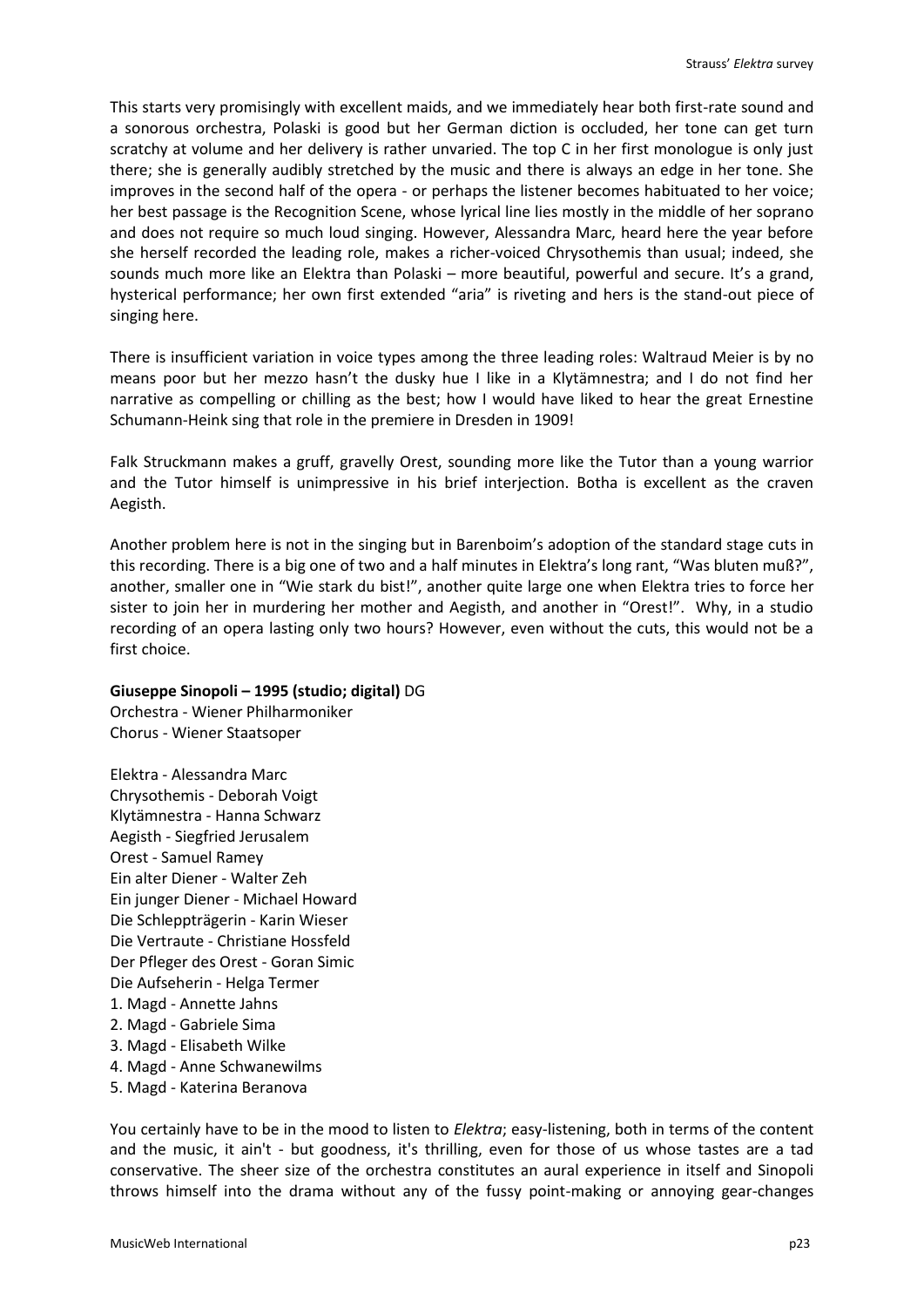This starts very promisingly with excellent maids, and we immediately hear both first-rate sound and a sonorous orchestra, Polaski is good but her German diction is occluded, her tone can get turn scratchy at volume and her delivery is rather unvaried. The top C in her first monologue is only just there; she is generally audibly stretched by the music and there is always an edge in her tone. She improves in the second half of the opera - or perhaps the listener becomes habituated to her voice; her best passage is the Recognition Scene, whose lyrical line lies mostly in the middle of her soprano and does not require so much loud singing. However, Alessandra Marc, heard here the year before she herself recorded the leading role, makes a richer-voiced Chrysothemis than usual; indeed, she sounds much more like an Elektra than Polaski – more beautiful, powerful and secure. It's a grand, hysterical performance; her own first extended "aria" is riveting and hers is the stand-out piece of singing here.

There is insufficient variation in voice types among the three leading roles: Waltraud Meier is by no means poor but her mezzo hasn't the dusky hue I like in a Klytämnestra; and I do not find her narrative as compelling or chilling as the best; how I would have liked to hear the great Ernestine Schumann-Heink sing that role in the premiere in Dresden in 1909!

Falk Struckmann makes a gruff, gravelly Orest, sounding more like the Tutor than a young warrior and the Tutor himself is unimpressive in his brief interjection. Botha is excellent as the craven Aegisth.

Another problem here is not in the singing but in Barenboim's adoption of the standard stage cuts in this recording. There is a big one of two and a half minutes in Elektra's long rant, "Was bluten muß?", another, smaller one in "Wie stark du bist!", another quite large one when Elektra tries to force her sister to join her in murdering her mother and Aegisth, and another in "Orest!". Why, in a studio recording of an opera lasting only two hours? However, even without the cuts, this would not be a first choice.

**Giuseppe Sinopoli – 1995 (studio; digital)** DG
Orchestra - Wiener Philharmoniker
Chorus - Wiener Staatsoper

Elektra - Alessandra Marc
Chrysothemis - Deborah Voigt
Klytämnestra - Hanna Schwarz
Aegisth - Siegfried Jerusalem
Orest - Samuel Ramey
Ein alter Diener - Walter Zeh
Ein junger Diener - Michael Howard
Die Schleppträgerin - Karin Wieser
Die Vertraute - Christiane Hossfeld
Der Pfleger des Orest - Goran Simic
Die Aufseherin - Helga Termer
1. Magd - Annette Jahns
2. Magd - Gabriele Sima
3. Magd - Elisabeth Wilke
4. Magd - Anne Schwanewilms
5. Magd - Katerina Beranova

You certainly have to be in the mood to listen to *Elektra*; easy-listening, both in terms of the content and the music, it ain't - but goodness, it's thrilling, even for those of us whose tastes are a tad conservative. The sheer size of the orchestra constitutes an aural experience in itself and Sinopoli throws himself into the drama without any of the fussy point-making or annoying gear-changes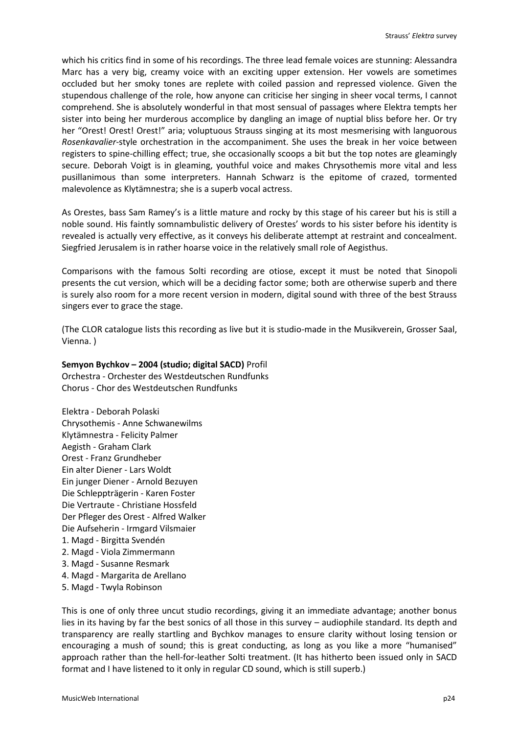which his critics find in some of his recordings. The three lead female voices are stunning: Alessandra Marc has a very big, creamy voice with an exciting upper extension. Her vowels are sometimes occluded but her smoky tones are replete with coiled passion and repressed violence. Given the stupendous challenge of the role, how anyone can criticise her singing in sheer vocal terms, I cannot comprehend. She is absolutely wonderful in that most sensual of passages where Elektra tempts her sister into being her murderous accomplice by dangling an image of nuptial bliss before her. Or try her "Orest! Orest! Orest!" aria; voluptuous Strauss singing at its most mesmerising with languorous *Rosenkavalier*-style orchestration in the accompaniment. She uses the break in her voice between registers to spine-chilling effect; true, she occasionally scoops a bit but the top notes are gleamingly secure. Deborah Voigt is in gleaming, youthful voice and makes Chrysothemis more vital and less pusillanimous than some interpreters. Hannah Schwarz is the epitome of crazed, tormented malevolence as Klytämnestra; she is a superb vocal actress.

As Orestes, bass Sam Ramey's is a little mature and rocky by this stage of his career but his is still a noble sound. His faintly somnambulistic delivery of Orestes' words to his sister before his identity is revealed is actually very effective, as it conveys his deliberate attempt at restraint and concealment. Siegfried Jerusalem is in rather hoarse voice in the relatively small role of Aegisthus.

Comparisons with the famous Solti recording are otiose, except it must be noted that Sinopoli presents the cut version, which will be a deciding factor some; both are otherwise superb and there is surely also room for a more recent version in modern, digital sound with three of the best Strauss singers ever to grace the stage.

(The CLOR catalogue lists this recording as live but it is studio-made in the Musikverein, Grosser Saal, Vienna. )

**Semyon Bychkov – 2004 (studio; digital SACD)** Profil
Orchestra - Orchester des Westdeutschen Rundfunks
Chorus - Chor des Westdeutschen Rundfunks

Elektra - Deborah Polaski
Chrysothemis - Anne Schwanewilms
Klytämnestra - Felicity Palmer
Aegisth - Graham Clark
Orest - Franz Grundheber
Ein alter Diener - Lars Woldt
Ein junger Diener - Arnold Bezuyen
Die Schleppträgerin - Karen Foster
Die Vertraute - Christiane Hossfeld
Der Pfleger des Orest - Alfred Walker
Die Aufseherin - Irmgard Vilsmaier
1. Magd - Birgitta Svendén
2. Magd - Viola Zimmermann
3. Magd - Susanne Resmark
4. Magd - Margarita de Arellano
5. Magd - Twyla Robinson

This is one of only three uncut studio recordings, giving it an immediate advantage; another bonus lies in its having by far the best sonics of all those in this survey – audiophile standard. Its depth and transparency are really startling and Bychkov manages to ensure clarity without losing tension or encouraging a mush of sound; this is great conducting, as long as you like a more "humanised" approach rather than the hell-for-leather Solti treatment. (It has hitherto been issued only in SACD format and I have listened to it only in regular CD sound, which is still superb.)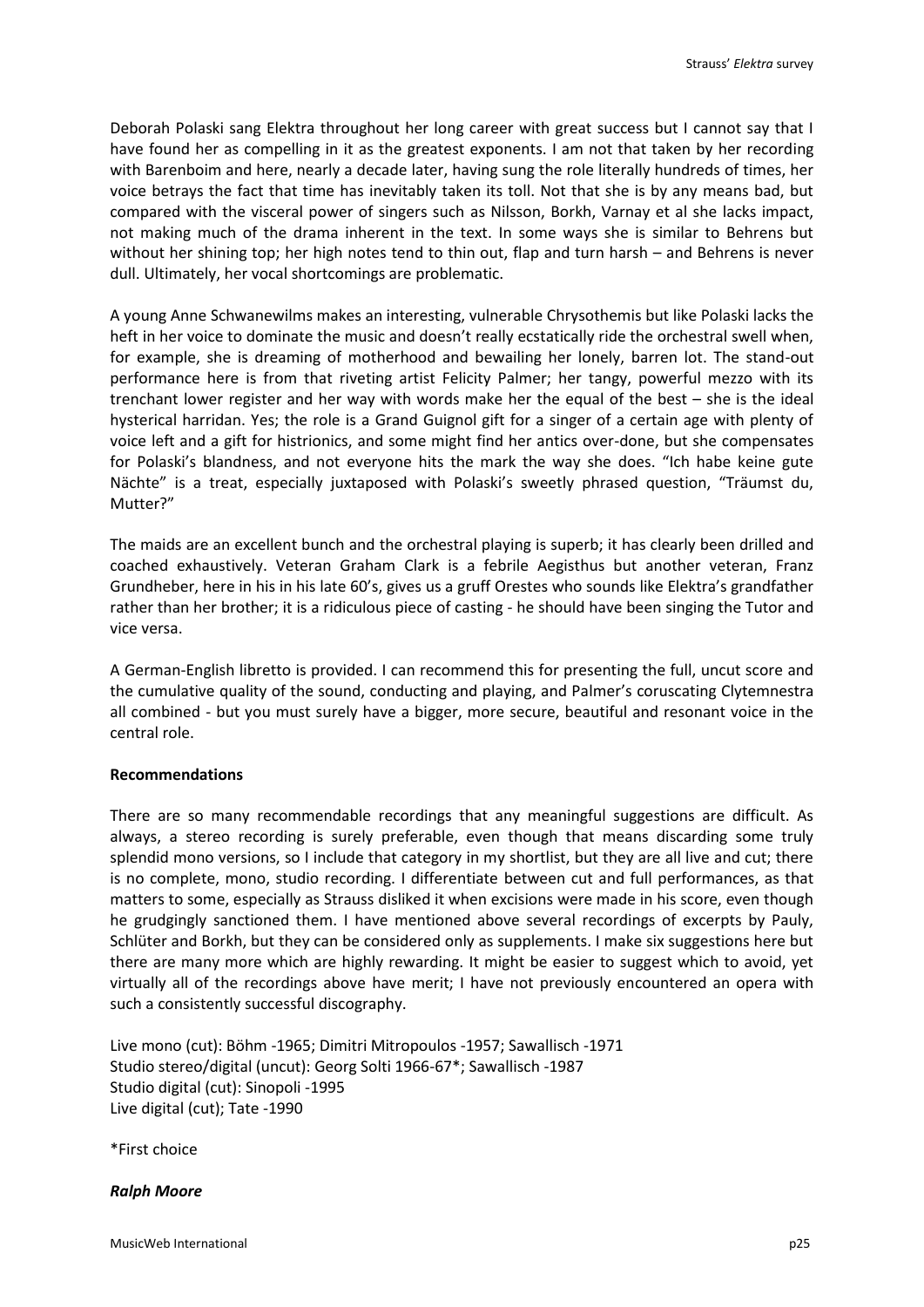Deborah Polaski sang Elektra throughout her long career with great success but I cannot say that I have found her as compelling in it as the greatest exponents. I am not that taken by her recording with Barenboim and here, nearly a decade later, having sung the role literally hundreds of times, her voice betrays the fact that time has inevitably taken its toll. Not that she is by any means bad, but compared with the visceral power of singers such as Nilsson, Borkh, Varnay et al she lacks impact, not making much of the drama inherent in the text. In some ways she is similar to Behrens but without her shining top; her high notes tend to thin out, flap and turn harsh – and Behrens is never dull. Ultimately, her vocal shortcomings are problematic.

A young Anne Schwanewilms makes an interesting, vulnerable Chrysothemis but like Polaski lacks the heft in her voice to dominate the music and doesn't really ecstatically ride the orchestral swell when, for example, she is dreaming of motherhood and bewailing her lonely, barren lot. The stand-out performance here is from that riveting artist Felicity Palmer; her tangy, powerful mezzo with its trenchant lower register and her way with words make her the equal of the best – she is the ideal hysterical harridan. Yes; the role is a Grand Guignol gift for a singer of a certain age with plenty of voice left and a gift for histrionics, and some might find her antics over-done, but she compensates for Polaski's blandness, and not everyone hits the mark the way she does. "Ich habe keine gute Nächte" is a treat, especially juxtaposed with Polaski's sweetly phrased question, "Träumst du, Mutter?"

The maids are an excellent bunch and the orchestral playing is superb; it has clearly been drilled and coached exhaustively. Veteran Graham Clark is a febrile Aegisthus but another veteran, Franz Grundheber, here in his in his late 60's, gives us a gruff Orestes who sounds like Elektra's grandfather rather than her brother; it is a ridiculous piece of casting - he should have been singing the Tutor and vice versa.

A German-English libretto is provided. I can recommend this for presenting the full, uncut score and the cumulative quality of the sound, conducting and playing, and Palmer's coruscating Clytemnestra all combined - but you must surely have a bigger, more secure, beautiful and resonant voice in the central role.

**Recommendations**

There are so many recommendable recordings that any meaningful suggestions are difficult. As always, a stereo recording is surely preferable, even though that means discarding some truly splendid mono versions, so I include that category in my shortlist, but they are all live and cut; there is no complete, mono, studio recording. I differentiate between cut and full performances, as that matters to some, especially as Strauss disliked it when excisions were made in his score, even though he grudgingly sanctioned them. I have mentioned above several recordings of excerpts by Pauly, Schlüter and Borkh, but they can be considered only as supplements. I make six suggestions here but there are many more which are highly rewarding. It might be easier to suggest which to avoid, yet virtually all of the recordings above have merit; I have not previously encountered an opera with such a consistently successful discography.

Live mono (cut): Böhm -1965; Dimitri Mitropoulos -1957; Sawallisch -1971
Studio stereo/digital (uncut): Georg Solti 1966-67*; Sawallisch -1987
Studio digital (cut): Sinopoli -1995
Live digital (cut); Tate -1990

*First choice

***Ralph Moore***